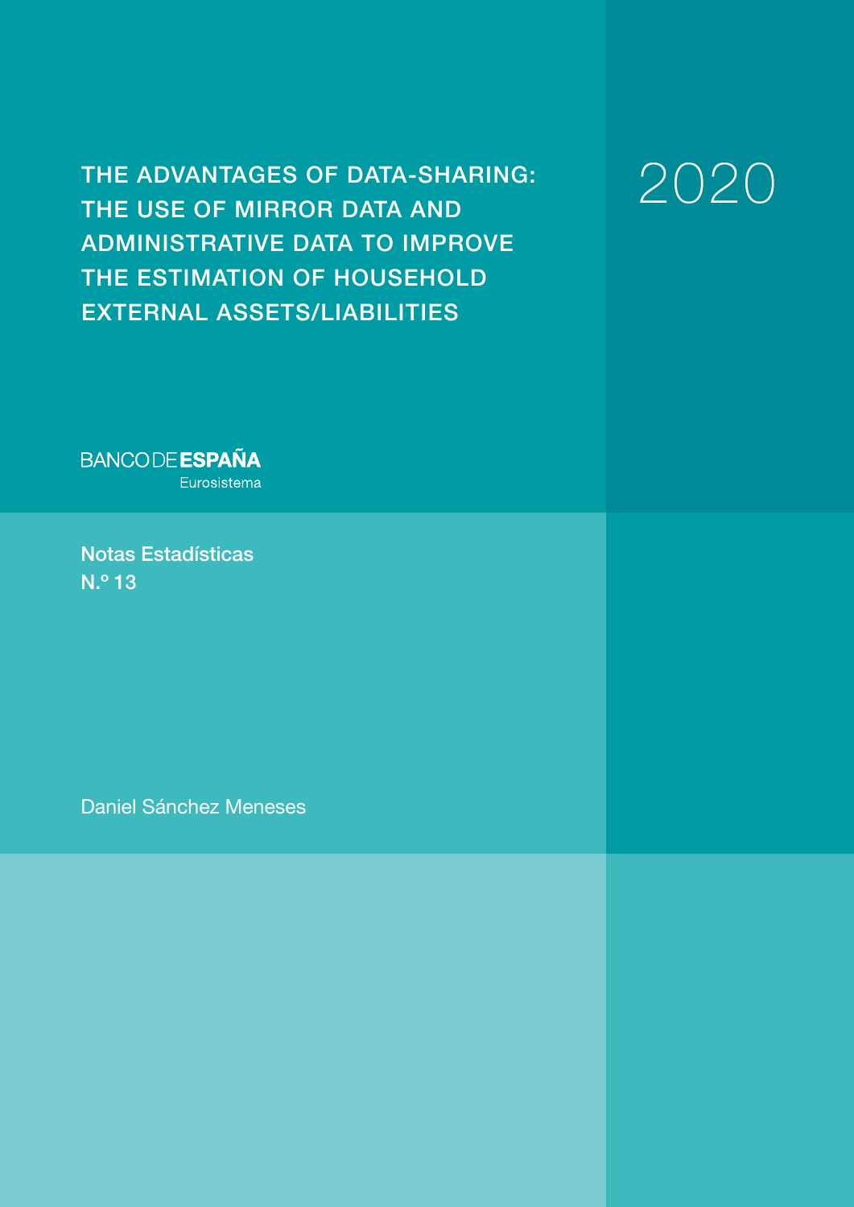# THE ADVANTAGES OF DATA-SHARING: THE USE OF MIRROR DATA AND ADMINISTRATIVE DATA TO IMPROVE THE ESTIMATION OF HOUSEHOLD EXTERNAL ASSETS/LIABILITIES

2020

BANCO DE ESPAÑA

Eurosistema

Notas Estadísticas

N.º 13

Daniel Sánchez Meneses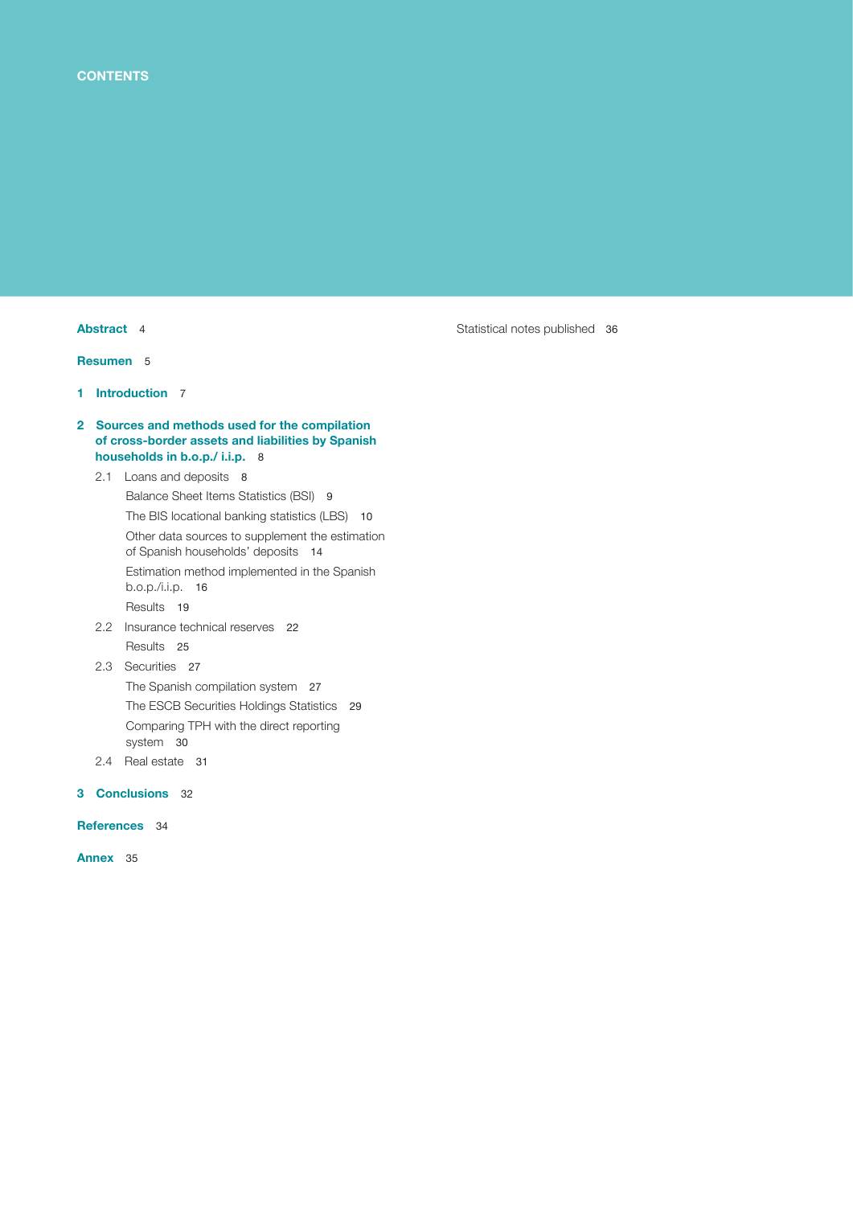# CONTENTS

**Abstract** 4

**Resumen** 5

**1 Introduction** 7

**2 Sources and methods used for the compilation of cross-border assets and liabilities by Spanish households in b.o.p./ i.i.p.** 8

- 2.1 Loans and deposits 8
  - Balance Sheet Items Statistics (BSI) 9
  - The BIS locational banking statistics (LBS) 10
  - Other data sources to supplement the estimation of Spanish households' deposits 14
  - Estimation method implemented in the Spanish b.o.p./i.i.p. 16
  - Results 19
- 2.2 Insurance technical reserves 22
  - Results 25
- 2.3 Securities 27
  - The Spanish compilation system 27
  - The ESCB Securities Holdings Statistics 29
  - Comparing TPH with the direct reporting system 30
- 2.4 Real estate 31

**3 Conclusions** 32

**References** 34

**Annex** 35

Statistical notes published 36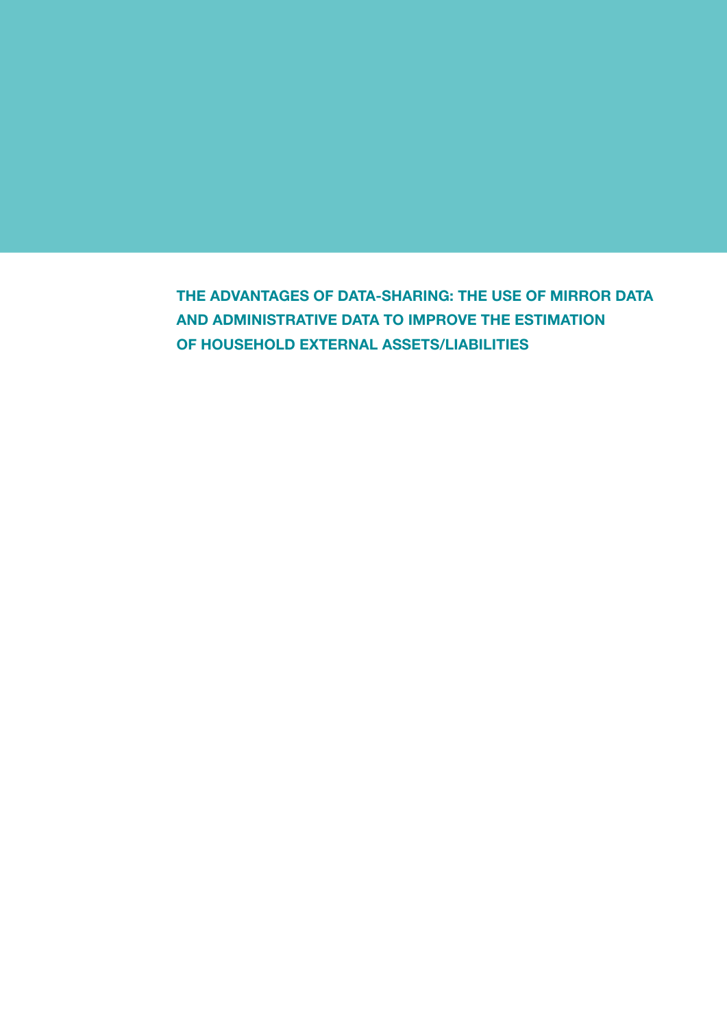# THE ADVANTAGES OF DATA-SHARING: THE USE OF MIRROR DATA AND ADMINISTRATIVE DATA TO IMPROVE THE ESTIMATION OF HOUSEHOLD EXTERNAL ASSETS/LIABILITIES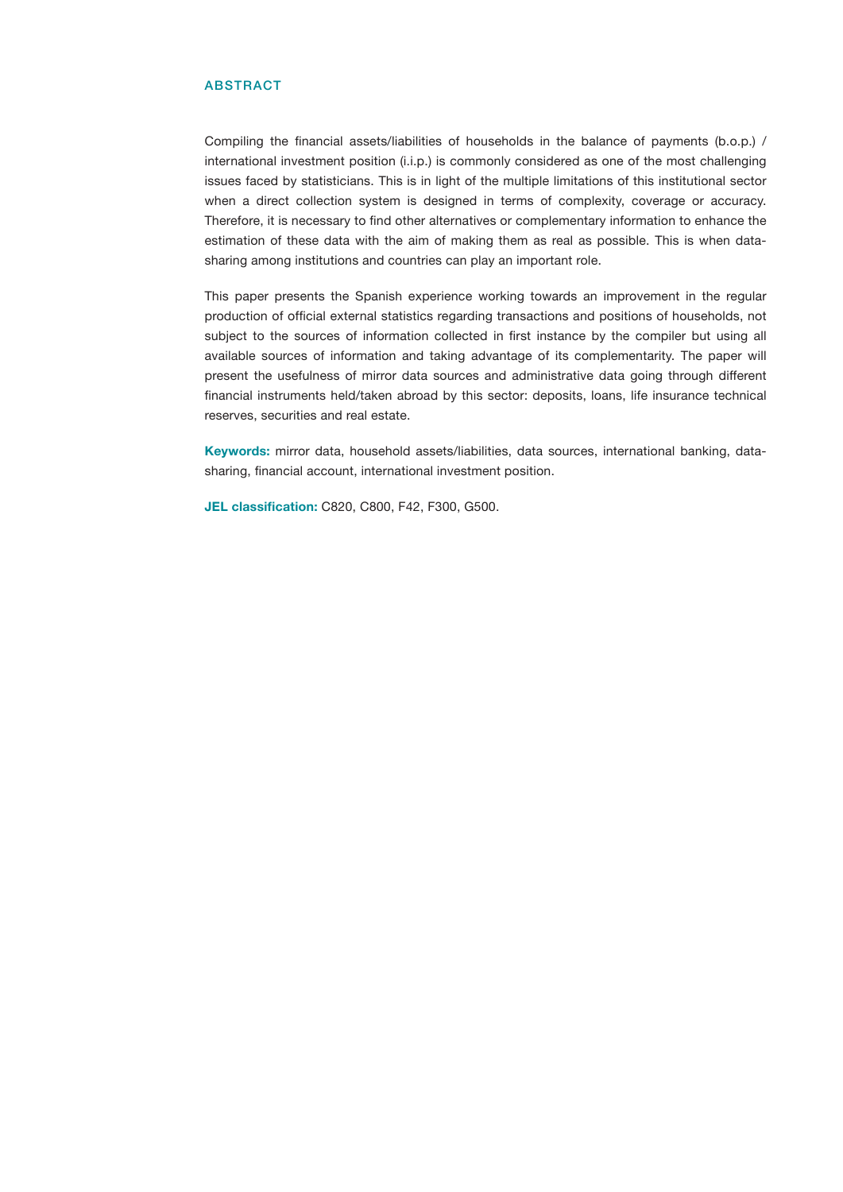## ABSTRACT

Compiling the financial assets/liabilities of households in the balance of payments (b.o.p.) / international investment position (i.i.p.) is commonly considered as one of the most challenging issues faced by statisticians. This is in light of the multiple limitations of this institutional sector when a direct collection system is designed in terms of complexity, coverage or accuracy. Therefore, it is necessary to find other alternatives or complementary information to enhance the estimation of these data with the aim of making them as real as possible. This is when data-sharing among institutions and countries can play an important role.

This paper presents the Spanish experience working towards an improvement in the regular production of official external statistics regarding transactions and positions of households, not subject to the sources of information collected in first instance by the compiler but using all available sources of information and taking advantage of its complementarity. The paper will present the usefulness of mirror data sources and administrative data going through different financial instruments held/taken abroad by this sector: deposits, loans, life insurance technical reserves, securities and real estate.

**Keywords:** mirror data, household assets/liabilities, data sources, international banking, data-sharing, financial account, international investment position.

**JEL classification:** C820, C800, F42, F300, G500.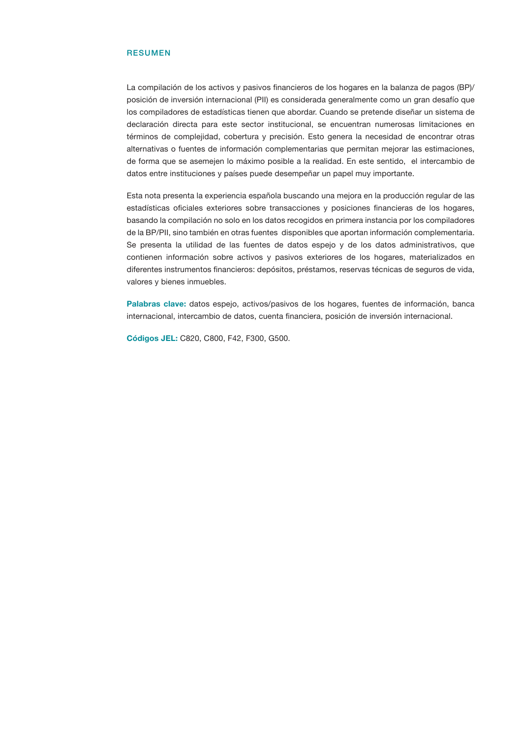## RESUMEN

La compilación de los activos y pasivos financieros de los hogares en la balanza de pagos (BP)/ posición de inversión internacional (PII) es considerada generalmente como un gran desafío que los compiladores de estadísticas tienen que abordar. Cuando se pretende diseñar un sistema de declaración directa para este sector institucional, se encuentran numerosas limitaciones en términos de complejidad, cobertura y precisión. Esto genera la necesidad de encontrar otras alternativas o fuentes de información complementarias que permitan mejorar las estimaciones, de forma que se asemejen lo máximo posible a la realidad. En este sentido, el intercambio de datos entre instituciones y países puede desempeñar un papel muy importante.

Esta nota presenta la experiencia española buscando una mejora en la producción regular de las estadísticas oficiales exteriores sobre transacciones y posiciones financieras de los hogares, basando la compilación no solo en los datos recogidos en primera instancia por los compiladores de la BP/PII, sino también en otras fuentes disponibles que aportan información complementaria. Se presenta la utilidad de las fuentes de datos espejo y de los datos administrativos, que contienen información sobre activos y pasivos exteriores de los hogares, materializados en diferentes instrumentos financieros: depósitos, préstamos, reservas técnicas de seguros de vida, valores y bienes inmuebles.

**Palabras clave:** datos espejo, activos/pasivos de los hogares, fuentes de información, banca internacional, intercambio de datos, cuenta financiera, posición de inversión internacional.

**Códigos JEL:** C820, C800, F42, F300, G500.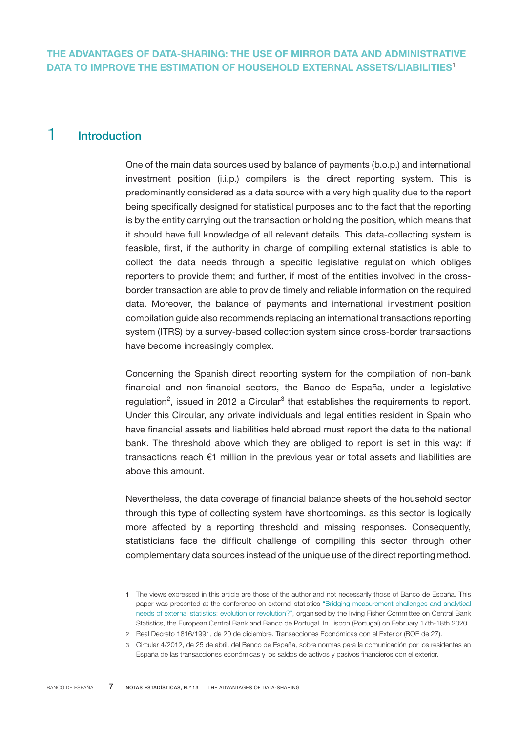# THE ADVANTAGES OF DATA-SHARING: THE USE OF MIRROR DATA AND ADMINISTRATIVE DATA TO IMPROVE THE ESTIMATION OF HOUSEHOLD EXTERNAL ASSETS/LIABILITIES[1]

## 1 Introduction

One of the main data sources used by balance of payments (b.o.p.) and international investment position (i.i.p.) compilers is the direct reporting system. This is predominantly considered as a data source with a very high quality due to the report being specifically designed for statistical purposes and to the fact that the reporting is by the entity carrying out the transaction or holding the position, which means that it should have full knowledge of all relevant details. This data-collecting system is feasible, first, if the authority in charge of compiling external statistics is able to collect the data needs through a specific legislative regulation which obliges reporters to provide them; and further, if most of the entities involved in the cross-border transaction are able to provide timely and reliable information on the required data. Moreover, the balance of payments and international investment position compilation guide also recommends replacing an international transactions reporting system (ITRS) by a survey-based collection system since cross-border transactions have become increasingly complex.

Concerning the Spanish direct reporting system for the compilation of non-bank financial and non-financial sectors, the Banco de España, under a legislative regulation[2], issued in 2012 a Circular[3] that establishes the requirements to report. Under this Circular, any private individuals and legal entities resident in Spain who have financial assets and liabilities held abroad must report the data to the national bank. The threshold above which they are obliged to report is set in this way: if transactions reach €1 million in the previous year or total assets and liabilities are above this amount.

Nevertheless, the data coverage of financial balance sheets of the household sector through this type of collecting system have shortcomings, as this sector is logically more affected by a reporting threshold and missing responses. Consequently, statisticians face the difficult challenge of compiling this sector through other complementary data sources instead of the unique use of the direct reporting method.

---

1 The views expressed in this article are those of the author and not necessarily those of Banco de España. This paper was presented at the conference on external statistics "Bridging measurement challenges and analytical needs of external statistics: evolution or revolution?", organised by the Irving Fisher Committee on Central Bank Statistics, the European Central Bank and Banco de Portugal. In Lisbon (Portugal) on February 17th-18th 2020.

2 Real Decreto 1816/1991, de 20 de diciembre. Transacciones Económicas con el Exterior (BOE de 27).

3 Circular 4/2012, de 25 de abril, del Banco de España, sobre normas para la comunicación por los residentes en España de las transacciones económicas y los saldos de activos y pasivos financieros con el exterior.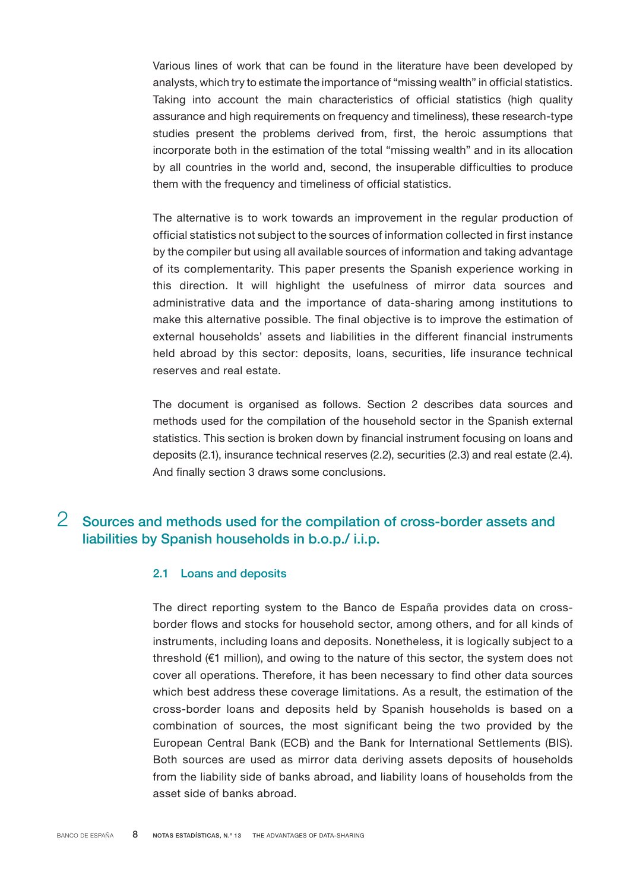Various lines of work that can be found in the literature have been developed by analysts, which try to estimate the importance of "missing wealth" in official statistics. Taking into account the main characteristics of official statistics (high quality assurance and high requirements on frequency and timeliness), these research-type studies present the problems derived from, first, the heroic assumptions that incorporate both in the estimation of the total "missing wealth" and in its allocation by all countries in the world and, second, the insuperable difficulties to produce them with the frequency and timeliness of official statistics.

The alternative is to work towards an improvement in the regular production of official statistics not subject to the sources of information collected in first instance by the compiler but using all available sources of information and taking advantage of its complementarity. This paper presents the Spanish experience working in this direction. It will highlight the usefulness of mirror data sources and administrative data and the importance of data-sharing among institutions to make this alternative possible. The final objective is to improve the estimation of external households' assets and liabilities in the different financial instruments held abroad by this sector: deposits, loans, securities, life insurance technical reserves and real estate.

The document is organised as follows. Section 2 describes data sources and methods used for the compilation of the household sector in the Spanish external statistics. This section is broken down by financial instrument focusing on loans and deposits (2.1), insurance technical reserves (2.2), securities (2.3) and real estate (2.4). And finally section 3 draws some conclusions.

## 2 Sources and methods used for the compilation of cross-border assets and liabilities by Spanish households in b.o.p./ i.i.p.

### 2.1 Loans and deposits

The direct reporting system to the Banco de España provides data on cross-border flows and stocks for household sector, among others, and for all kinds of instruments, including loans and deposits. Nonetheless, it is logically subject to a threshold (€1 million), and owing to the nature of this sector, the system does not cover all operations. Therefore, it has been necessary to find other data sources which best address these coverage limitations. As a result, the estimation of the cross-border loans and deposits held by Spanish households is based on a combination of sources, the most significant being the two provided by the European Central Bank (ECB) and the Bank for International Settlements (BIS). Both sources are used as mirror data deriving assets deposits of households from the liability side of banks abroad, and liability loans of households from the asset side of banks abroad.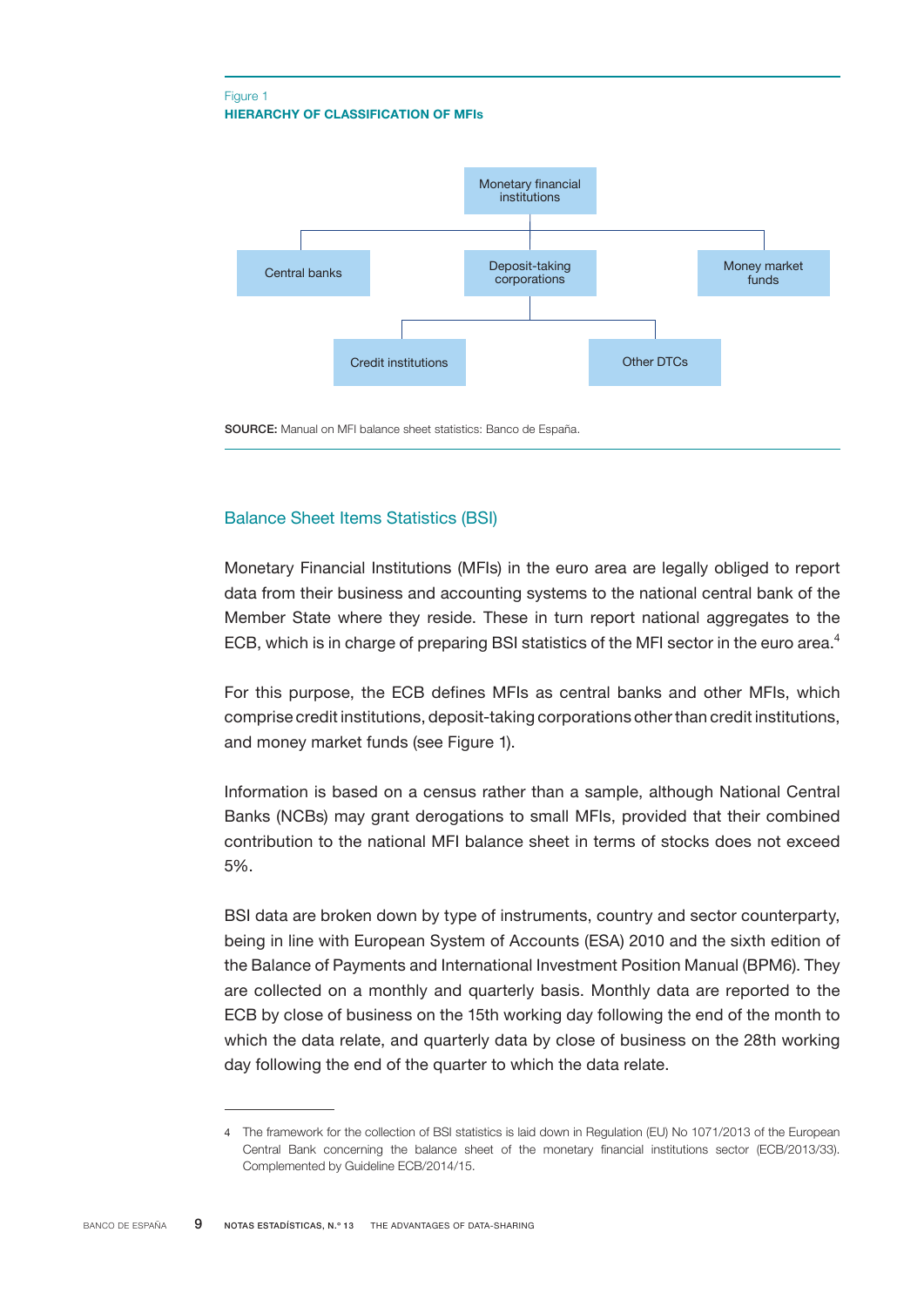Figure 1

**HIERARCHY OF CLASSIFICATION OF MFIs**

- Monetary financial institutions
  - Central banks
  - Deposit-taking corporations
    - Credit institutions
    - Other DTCs
  - Money market funds

**SOURCE:** Manual on MFI balance sheet statistics: Banco de España.

## Balance Sheet Items Statistics (BSI)

Monetary Financial Institutions (MFIs) in the euro area are legally obliged to report data from their business and accounting systems to the national central bank of the Member State where they reside. These in turn report national aggregates to the ECB, which is in charge of preparing BSI statistics of the MFI sector in the euro area.[4]

For this purpose, the ECB defines MFIs as central banks and other MFIs, which comprise credit institutions, deposit-taking corporations other than credit institutions, and money market funds (see Figure 1).

Information is based on a census rather than a sample, although National Central Banks (NCBs) may grant derogations to small MFIs, provided that their combined contribution to the national MFI balance sheet in terms of stocks does not exceed 5%.

BSI data are broken down by type of instruments, country and sector counterparty, being in line with European System of Accounts (ESA) 2010 and the sixth edition of the Balance of Payments and International Investment Position Manual (BPM6). They are collected on a monthly and quarterly basis. Monthly data are reported to the ECB by close of business on the 15th working day following the end of the month to which the data relate, and quarterly data by close of business on the 28th working day following the end of the quarter to which the data relate.

4 The framework for the collection of BSI statistics is laid down in Regulation (EU) No 1071/2013 of the European Central Bank concerning the balance sheet of the monetary financial institutions sector (ECB/2013/33). Complemented by Guideline ECB/2014/15.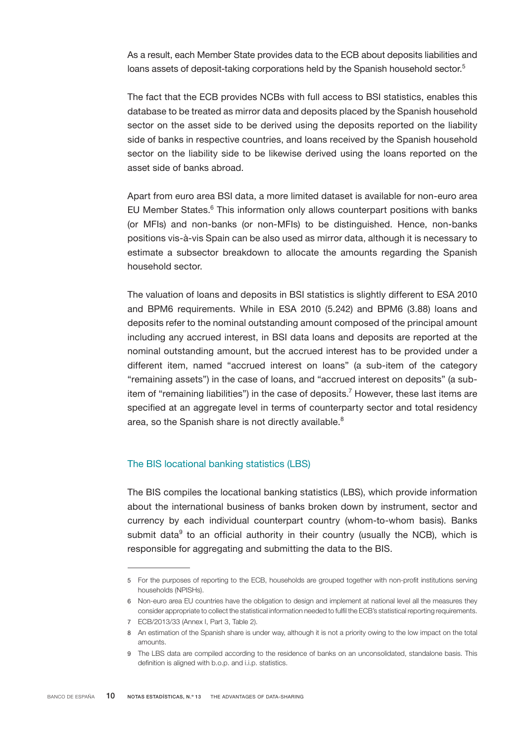As a result, each Member State provides data to the ECB about deposits liabilities and loans assets of deposit-taking corporations held by the Spanish household sector.[5]

The fact that the ECB provides NCBs with full access to BSI statistics, enables this database to be treated as mirror data and deposits placed by the Spanish household sector on the asset side to be derived using the deposits reported on the liability side of banks in respective countries, and loans received by the Spanish household sector on the liability side to be likewise derived using the loans reported on the asset side of banks abroad.

Apart from euro area BSI data, a more limited dataset is available for non-euro area EU Member States.[6] This information only allows counterpart positions with banks (or MFIs) and non-banks (or non-MFIs) to be distinguished. Hence, non-banks positions vis-à-vis Spain can be also used as mirror data, although it is necessary to estimate a subsector breakdown to allocate the amounts regarding the Spanish household sector.

The valuation of loans and deposits in BSI statistics is slightly different to ESA 2010 and BPM6 requirements. While in ESA 2010 (5.242) and BPM6 (3.88) loans and deposits refer to the nominal outstanding amount composed of the principal amount including any accrued interest, in BSI data loans and deposits are reported at the nominal outstanding amount, but the accrued interest has to be provided under a different item, named "accrued interest on loans" (a sub-item of the category "remaining assets") in the case of loans, and "accrued interest on deposits" (a sub-item of "remaining liabilities") in the case of deposits.[7] However, these last items are specified at an aggregate level in terms of counterparty sector and total residency area, so the Spanish share is not directly available.[8]

### The BIS locational banking statistics (LBS)

The BIS compiles the locational banking statistics (LBS), which provide information about the international business of banks broken down by instrument, sector and currency by each individual counterpart country (whom-to-whom basis). Banks submit data[9] to an official authority in their country (usually the NCB), which is responsible for aggregating and submitting the data to the BIS.

---

5 For the purposes of reporting to the ECB, households are grouped together with non-profit institutions serving households (NPISHs).

6 Non-euro area EU countries have the obligation to design and implement at national level all the measures they consider appropriate to collect the statistical information needed to fulfil the ECB's statistical reporting requirements.

7 ECB/2013/33 (Annex I, Part 3, Table 2).

8 An estimation of the Spanish share is under way, although it is not a priority owing to the low impact on the total amounts.

9 The LBS data are compiled according to the residence of banks on an unconsolidated, standalone basis. This definition is aligned with b.o.p. and i.i.p. statistics.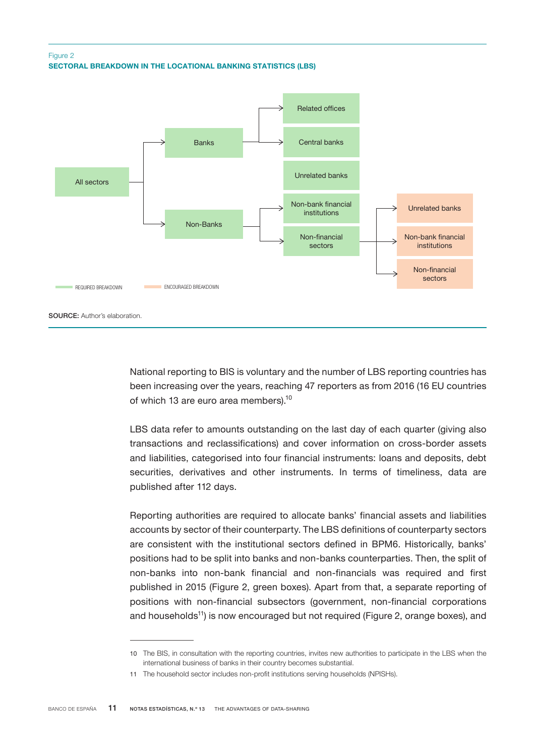Figure 2
**SECTORAL BREAKDOWN IN THE LOCATIONAL BANKING STATISTICS (LBS)**

- All sectors
  - Banks
    - Related offices
    - Central banks
    - Unrelated banks
  - Non-Banks
    - Non-bank financial institutions
    - Non-financial sectors
      - Unrelated banks
      - Non-bank financial institutions
      - Non-financial sectors

REQUIRED BREAKDOWN — ENCOURAGED BREAKDOWN

**SOURCE:** Author's elaboration.

National reporting to BIS is voluntary and the number of LBS reporting countries has been increasing over the years, reaching 47 reporters as from 2016 (16 EU countries of which 13 are euro area members).[10]

LBS data refer to amounts outstanding on the last day of each quarter (giving also transactions and reclassifications) and cover information on cross-border assets and liabilities, categorised into four financial instruments: loans and deposits, debt securities, derivatives and other instruments. In terms of timeliness, data are published after 112 days.

Reporting authorities are required to allocate banks' financial assets and liabilities accounts by sector of their counterparty. The LBS definitions of counterparty sectors are consistent with the institutional sectors defined in BPM6. Historically, banks' positions had to be split into banks and non-banks counterparties. Then, the split of non-banks into non-bank financial and non-financials was required and first published in 2015 (Figure 2, green boxes). Apart from that, a separate reporting of positions with non-financial subsectors (government, non-financial corporations and households[11]) is now encouraged but not required (Figure 2, orange boxes), and

10 The BIS, in consultation with the reporting countries, invites new authorities to participate in the LBS when the international business of banks in their country becomes substantial.

11 The household sector includes non-profit institutions serving households (NPISHs).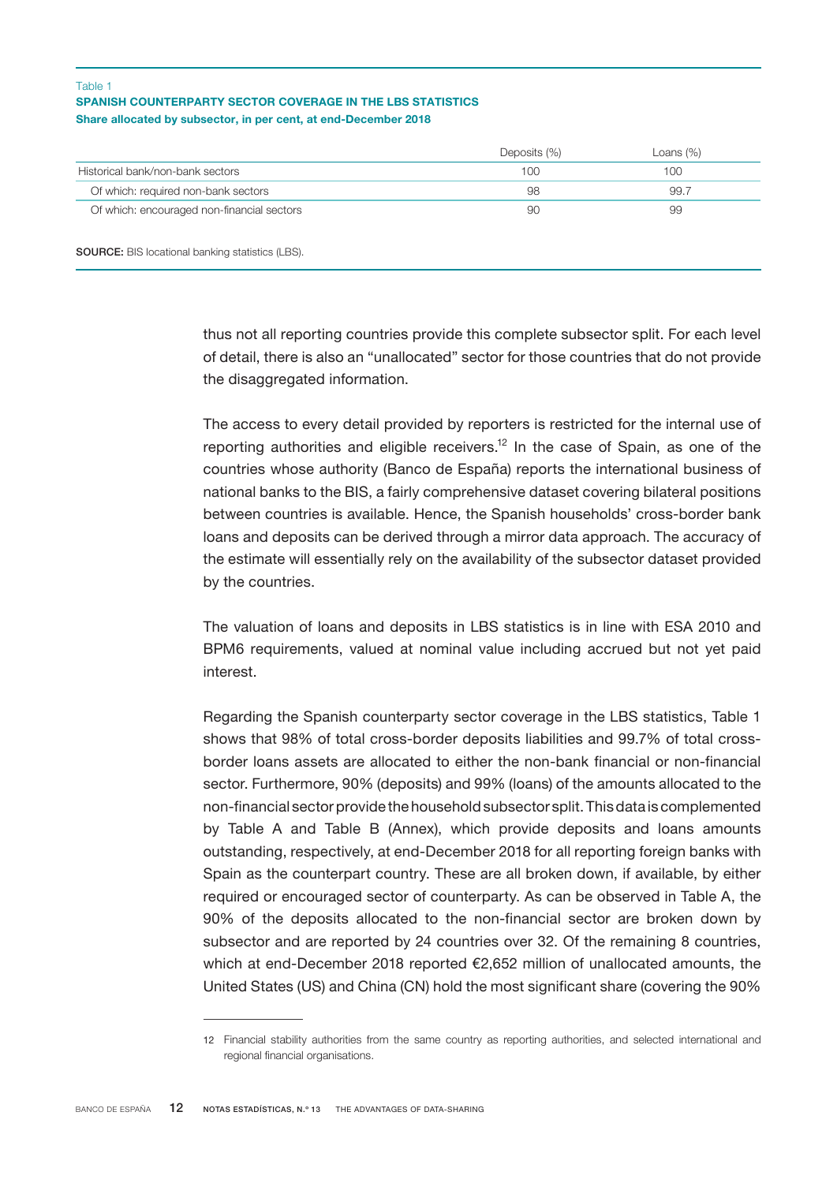Table 1

**SPANISH COUNTERPARTY SECTOR COVERAGE IN THE LBS STATISTICS**

**Share allocated by subsector, in per cent, at end-December 2018**

| | Deposits (%) | Loans (%) |
|---|---|---|
| Historical bank/non-bank sectors | 100 | 100 |
| Of which: required non-bank sectors | 98 | 99.7 |
| Of which: encouraged non-financial sectors | 90 | 99 |

**SOURCE:** BIS locational banking statistics (LBS).

thus not all reporting countries provide this complete subsector split. For each level of detail, there is also an "unallocated" sector for those countries that do not provide the disaggregated information.

The access to every detail provided by reporters is restricted for the internal use of reporting authorities and eligible receivers.[12] In the case of Spain, as one of the countries whose authority (Banco de España) reports the international business of national banks to the BIS, a fairly comprehensive dataset covering bilateral positions between countries is available. Hence, the Spanish households' cross-border bank loans and deposits can be derived through a mirror data approach. The accuracy of the estimate will essentially rely on the availability of the subsector dataset provided by the countries.

The valuation of loans and deposits in LBS statistics is in line with ESA 2010 and BPM6 requirements, valued at nominal value including accrued but not yet paid interest.

Regarding the Spanish counterparty sector coverage in the LBS statistics, Table 1 shows that 98% of total cross-border deposits liabilities and 99.7% of total cross-border loans assets are allocated to either the non-bank financial or non-financial sector. Furthermore, 90% (deposits) and 99% (loans) of the amounts allocated to the non-financial sector provide the household subsector split. This data is complemented by Table A and Table B (Annex), which provide deposits and loans amounts outstanding, respectively, at end-December 2018 for all reporting foreign banks with Spain as the counterpart country. These are all broken down, if available, by either required or encouraged sector of counterparty. As can be observed in Table A, the 90% of the deposits allocated to the non-financial sector are broken down by subsector and are reported by 24 countries over 32. Of the remaining 8 countries, which at end-December 2018 reported €2,652 million of unallocated amounts, the United States (US) and China (CN) hold the most significant share (covering the 90%

12 Financial stability authorities from the same country as reporting authorities, and selected international and regional financial organisations.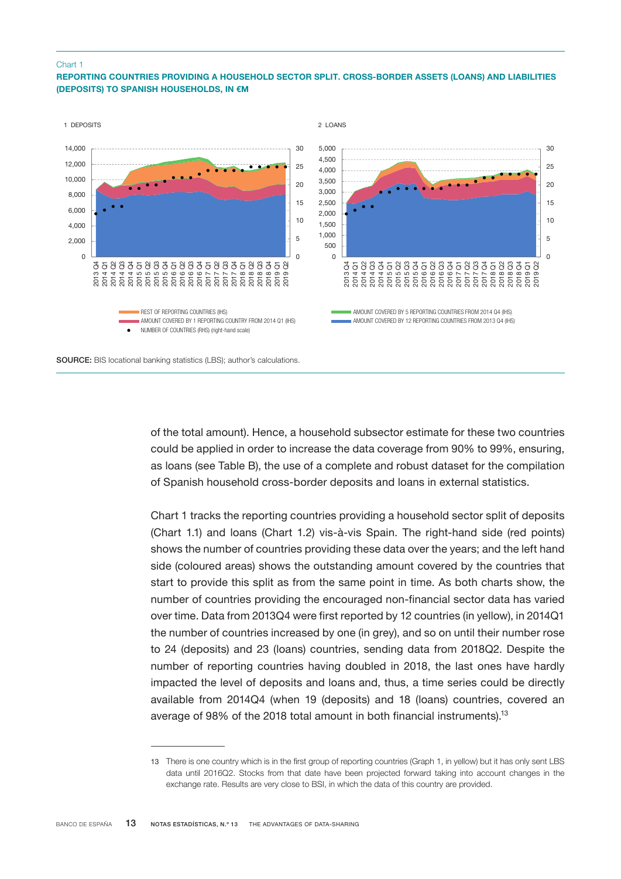Chart 1

**REPORTING COUNTRIES PROVIDING A HOUSEHOLD SECTOR SPLIT. CROSS-BORDER ASSETS (LOANS) AND LIABILITIES (DEPOSITS) TO SPANISH HOUSEHOLDS, IN €M**

1 DEPOSITS

2 LOANS

REST OF REPORTING COUNTRIES (lHS)
AMOUNT COVERED BY 1 REPORTING COUNTRY FROM 2014 Q1 (lHS)
NUMBER OF COUNTRIES (RHS) (right-hand scale)
AMOUNT COVERED BY 5 REPORTING COUNTRIES FROM 2014 Q4 (lHS)
AMOUNT COVERED BY 12 REPORTING COUNTRIES FROM 2013 Q4 (lHS)

**SOURCE:** BIS locational banking statistics (LBS); author's calculations.

of the total amount). Hence, a household subsector estimate for these two countries could be applied in order to increase the data coverage from 90% to 99%, ensuring, as loans (see Table B), the use of a complete and robust dataset for the compilation of Spanish household cross-border deposits and loans in external statistics.

Chart 1 tracks the reporting countries providing a household sector split of deposits (Chart 1.1) and loans (Chart 1.2) vis-à-vis Spain. The right-hand side (red points) shows the number of countries providing these data over the years; and the left hand side (coloured areas) shows the outstanding amount covered by the countries that start to provide this split as from the same point in time. As both charts show, the number of countries providing the encouraged non-financial sector data has varied over time. Data from 2013Q4 were first reported by 12 countries (in yellow), in 2014Q1 the number of countries increased by one (in grey), and so on until their number rose to 24 (deposits) and 23 (loans) countries, sending data from 2018Q2. Despite the number of reporting countries having doubled in 2018, the last ones have hardly impacted the level of deposits and loans and, thus, a time series could be directly available from 2014Q4 (when 19 (deposits) and 18 (loans) countries, covered an average of 98% of the 2018 total amount in both financial instruments).[13]

13 There is one country which is in the first group of reporting countries (Graph 1, in yellow) but it has only sent LBS data until 2016Q2. Stocks from that date have been projected forward taking into account changes in the exchange rate. Results are very close to BSI, in which the data of this country are provided.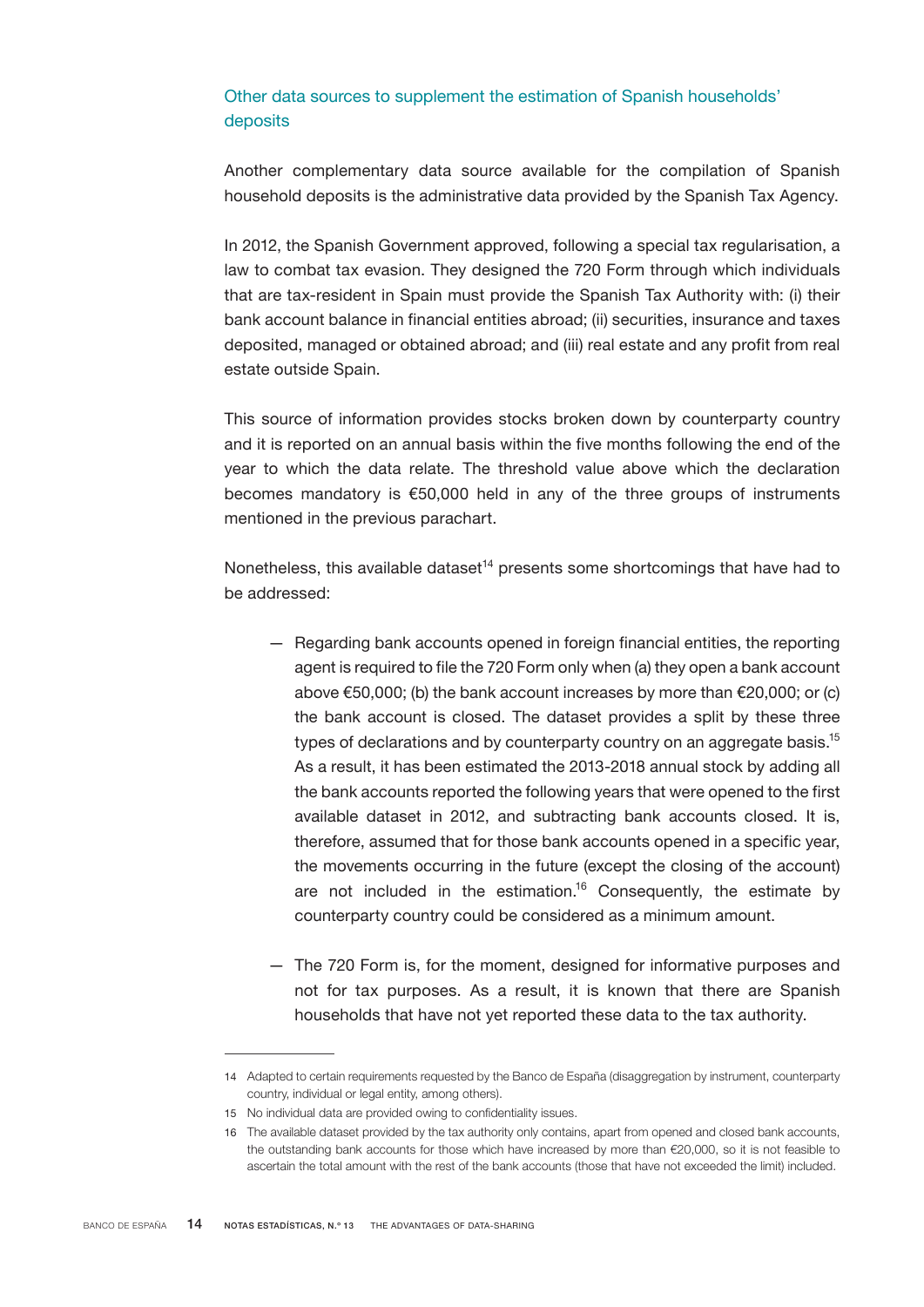### Other data sources to supplement the estimation of Spanish households' deposits

Another complementary data source available for the compilation of Spanish household deposits is the administrative data provided by the Spanish Tax Agency.

In 2012, the Spanish Government approved, following a special tax regularisation, a law to combat tax evasion. They designed the 720 Form through which individuals that are tax-resident in Spain must provide the Spanish Tax Authority with: (i) their bank account balance in financial entities abroad; (ii) securities, insurance and taxes deposited, managed or obtained abroad; and (iii) real estate and any profit from real estate outside Spain.

This source of information provides stocks broken down by counterparty country and it is reported on an annual basis within the five months following the end of the year to which the data relate. The threshold value above which the declaration becomes mandatory is €50,000 held in any of the three groups of instruments mentioned in the previous parachart.

Nonetheless, this available dataset[14] presents some shortcomings that have had to be addressed:

- Regarding bank accounts opened in foreign financial entities, the reporting agent is required to file the 720 Form only when (a) they open a bank account above €50,000; (b) the bank account increases by more than €20,000; or (c) the bank account is closed. The dataset provides a split by these three types of declarations and by counterparty country on an aggregate basis.[15] As a result, it has been estimated the 2013-2018 annual stock by adding all the bank accounts reported the following years that were opened to the first available dataset in 2012, and subtracting bank accounts closed. It is, therefore, assumed that for those bank accounts opened in a specific year, the movements occurring in the future (except the closing of the account) are not included in the estimation.[16] Consequently, the estimate by counterparty country could be considered as a minimum amount.

- The 720 Form is, for the moment, designed for informative purposes and not for tax purposes. As a result, it is known that there are Spanish households that have not yet reported these data to the tax authority.

---

14 Adapted to certain requirements requested by the Banco de España (disaggregation by instrument, counterparty country, individual or legal entity, among others).

15 No individual data are provided owing to confidentiality issues.

16 The available dataset provided by the tax authority only contains, apart from opened and closed bank accounts, the outstanding bank accounts for those which have increased by more than €20,000, so it is not feasible to ascertain the total amount with the rest of the bank accounts (those that have not exceeded the limit) included.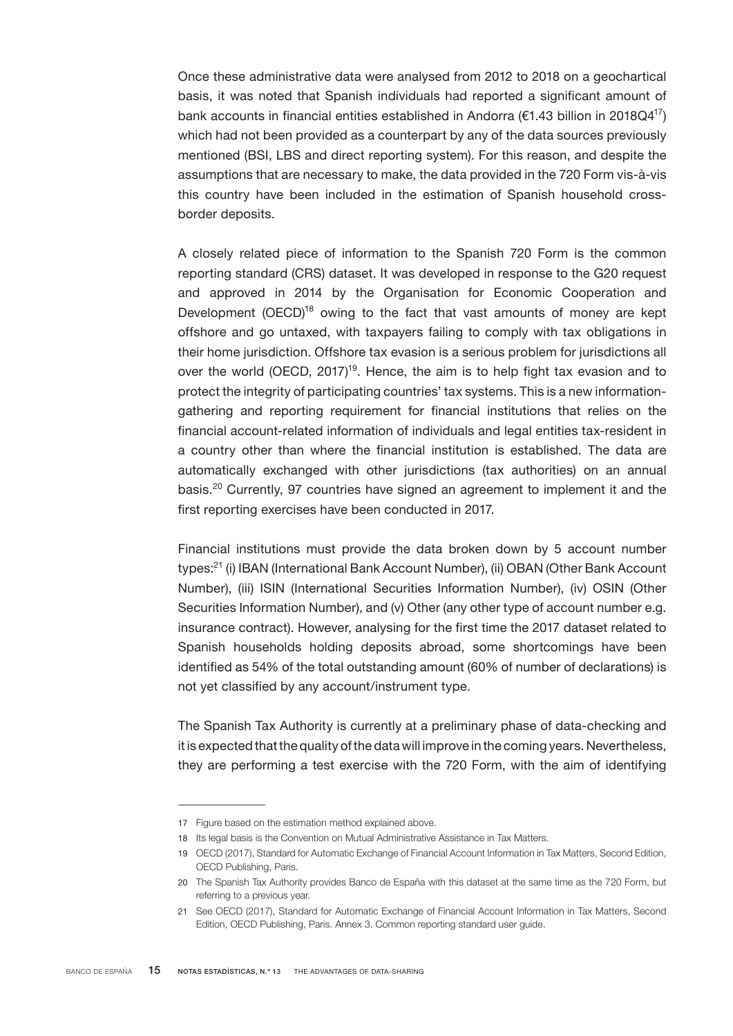Once these administrative data were analysed from 2012 to 2018 on a geochartical basis, it was noted that Spanish individuals had reported a significant amount of bank accounts in financial entities established in Andorra (€1.43 billion in 2018Q4[17]) which had not been provided as a counterpart by any of the data sources previously mentioned (BSI, LBS and direct reporting system). For this reason, and despite the assumptions that are necessary to make, the data provided in the 720 Form vis-à-vis this country have been included in the estimation of Spanish household cross-border deposits.

A closely related piece of information to the Spanish 720 Form is the common reporting standard (CRS) dataset. It was developed in response to the G20 request and approved in 2014 by the Organisation for Economic Cooperation and Development (OECD)[18] owing to the fact that vast amounts of money are kept offshore and go untaxed, with taxpayers failing to comply with tax obligations in their home jurisdiction. Offshore tax evasion is a serious problem for jurisdictions all over the world (OECD, 2017)[19]. Hence, the aim is to help fight tax evasion and to protect the integrity of participating countries' tax systems. This is a new information-gathering and reporting requirement for financial institutions that relies on the financial account-related information of individuals and legal entities tax-resident in a country other than where the financial institution is established. The data are automatically exchanged with other jurisdictions (tax authorities) on an annual basis.[20] Currently, 97 countries have signed an agreement to implement it and the first reporting exercises have been conducted in 2017.

Financial institutions must provide the data broken down by 5 account number types:[21] (i) IBAN (International Bank Account Number), (ii) OBAN (Other Bank Account Number), (iii) ISIN (International Securities Information Number), (iv) OSIN (Other Securities Information Number), and (v) Other (any other type of account number e.g. insurance contract). However, analysing for the first time the 2017 dataset related to Spanish households holding deposits abroad, some shortcomings have been identified as 54% of the total outstanding amount (60% of number of declarations) is not yet classified by any account/instrument type.

The Spanish Tax Authority is currently at a preliminary phase of data-checking and it is expected that the quality of the data will improve in the coming years. Nevertheless, they are performing a test exercise with the 720 Form, with the aim of identifying

---

17 Figure based on the estimation method explained above.

18 Its legal basis is the Convention on Mutual Administrative Assistance in Tax Matters.

19 OECD (2017), Standard for Automatic Exchange of Financial Account Information in Tax Matters, Second Edition, OECD Publishing, Paris.

20 The Spanish Tax Authority provides Banco de España with this dataset at the same time as the 720 Form, but referring to a previous year.

21 See OECD (2017), Standard for Automatic Exchange of Financial Account Information in Tax Matters, Second Edition, OECD Publishing, Paris. Annex 3. Common reporting standard user guide.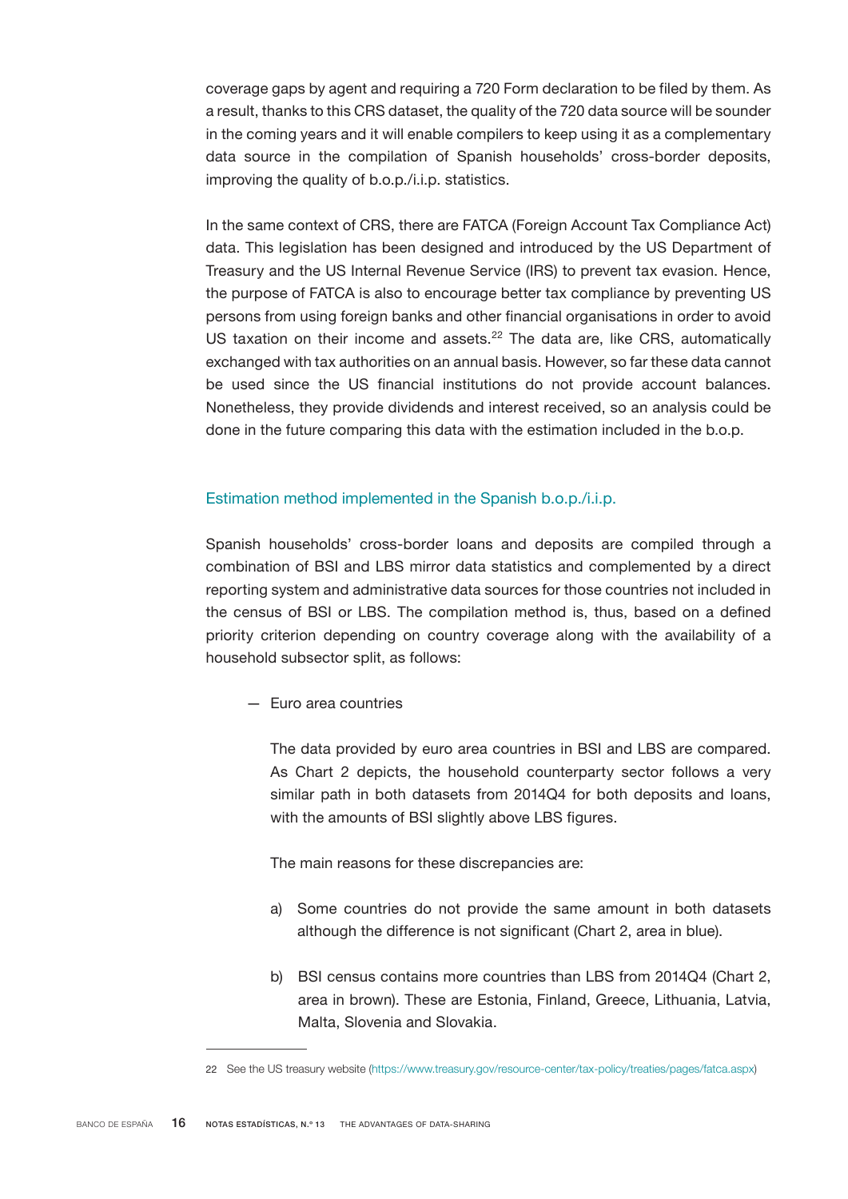coverage gaps by agent and requiring a 720 Form declaration to be filed by them. As a result, thanks to this CRS dataset, the quality of the 720 data source will be sounder in the coming years and it will enable compilers to keep using it as a complementary data source in the compilation of Spanish households' cross-border deposits, improving the quality of b.o.p./i.i.p. statistics.

In the same context of CRS, there are FATCA (Foreign Account Tax Compliance Act) data. This legislation has been designed and introduced by the US Department of Treasury and the US Internal Revenue Service (IRS) to prevent tax evasion. Hence, the purpose of FATCA is also to encourage better tax compliance by preventing US persons from using foreign banks and other financial organisations in order to avoid US taxation on their income and assets.[22] The data are, like CRS, automatically exchanged with tax authorities on an annual basis. However, so far these data cannot be used since the US financial institutions do not provide account balances. Nonetheless, they provide dividends and interest received, so an analysis could be done in the future comparing this data with the estimation included in the b.o.p.

### Estimation method implemented in the Spanish b.o.p./i.i.p.

Spanish households' cross-border loans and deposits are compiled through a combination of BSI and LBS mirror data statistics and complemented by a direct reporting system and administrative data sources for those countries not included in the census of BSI or LBS. The compilation method is, thus, based on a defined priority criterion depending on country coverage along with the availability of a household subsector split, as follows:

— Euro area countries

The data provided by euro area countries in BSI and LBS are compared. As Chart 2 depicts, the household counterparty sector follows a very similar path in both datasets from 2014Q4 for both deposits and loans, with the amounts of BSI slightly above LBS figures.

The main reasons for these discrepancies are:

a) Some countries do not provide the same amount in both datasets although the difference is not significant (Chart 2, area in blue).

b) BSI census contains more countries than LBS from 2014Q4 (Chart 2, area in brown). These are Estonia, Finland, Greece, Lithuania, Latvia, Malta, Slovenia and Slovakia.

22 See the US treasury website (https://www.treasury.gov/resource-center/tax-policy/treaties/pages/fatca.aspx)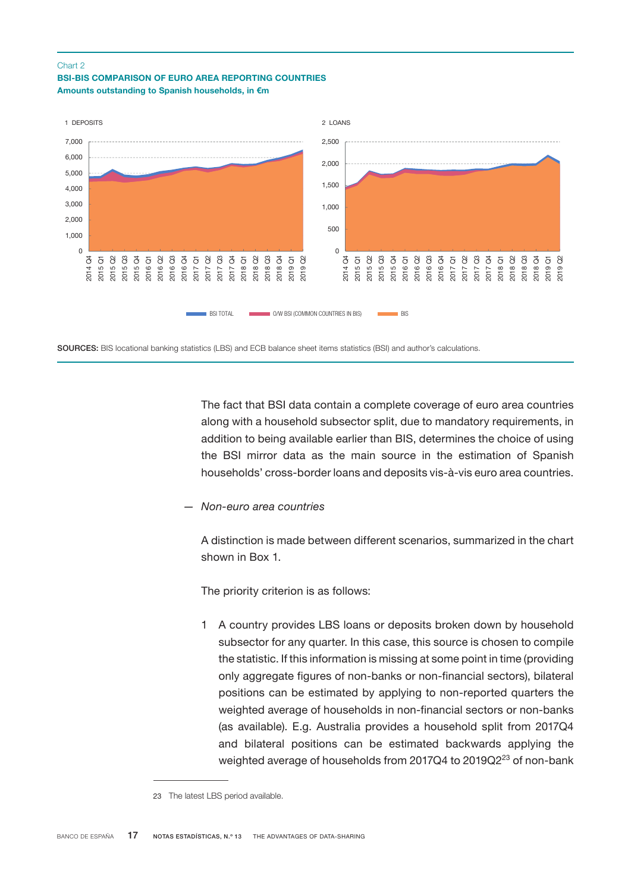Chart 2

**BSI-BIS COMPARISON OF EURO AREA REPORTING COUNTRIES**

**Amounts outstanding to Spanish households, in €m**

1 DEPOSITS

2 LOANS

BSI TOTAL — O/W BSI (COMMON COUNTRIES IN BIS) — BIS

**SOURCES:** BIS locational banking statistics (LBS) and ECB balance sheet items statistics (BSI) and author's calculations.

The fact that BSI data contain a complete coverage of euro area countries along with a household subsector split, due to mandatory requirements, in addition to being available earlier than BIS, determines the choice of using the BSI mirror data as the main source in the estimation of Spanish households' cross-border loans and deposits vis-à-vis euro area countries.

— *Non-euro area countries*

A distinction is made between different scenarios, summarized in the chart shown in Box 1.

The priority criterion is as follows:

1 A country provides LBS loans or deposits broken down by household subsector for any quarter. In this case, this source is chosen to compile the statistic. If this information is missing at some point in time (providing only aggregate figures of non-banks or non-financial sectors), bilateral positions can be estimated by applying to non-reported quarters the weighted average of households in non-financial sectors or non-banks (as available). E.g. Australia provides a household split from 2017Q4 and bilateral positions can be estimated backwards applying the weighted average of households from 2017Q4 to 2019Q2[23] of non-bank

23 The latest LBS period available.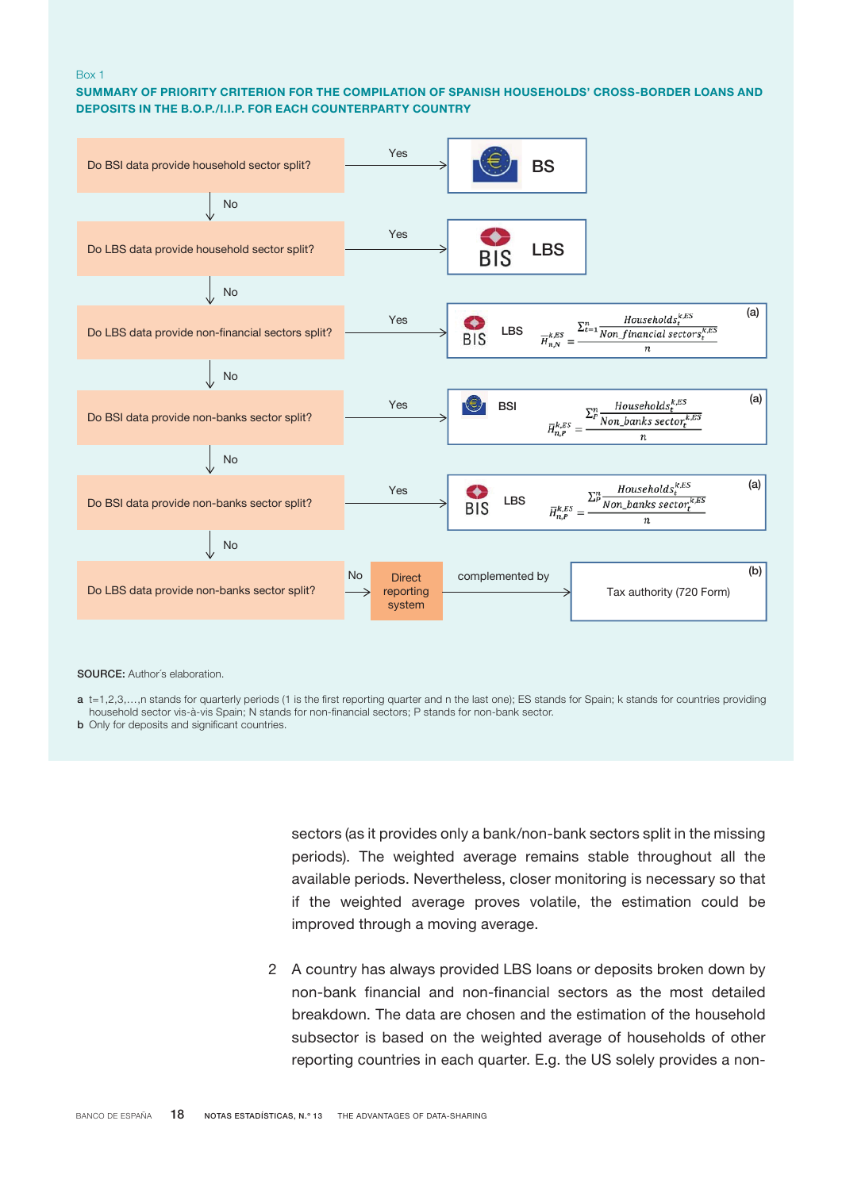Box 1

**SUMMARY OF PRIORITY CRITERION FOR THE COMPILATION OF SPANISH HOUSEHOLDS' CROSS-BORDER LOANS AND DEPOSITS IN THE B.O.P./I.I.P. FOR EACH COUNTERPARTY COUNTRY**

| Question | Answer | Source / Estimation |
| --- | --- | --- |
| Do BSI data provide household sector split? | Yes | BS |
| ↓ No | | |
| Do LBS data provide household sector split? | Yes | BIS LBS |
| ↓ No | | |
| Do LBS data provide non-financial sectors split? | Yes | BIS LBS: $\bar{H}_{n,N}^{k,ES} = \frac{\sum_{t=1}^{n} \frac{Households_t^{k,ES}}{Non\_financial\ sectors_t^{k,ES}}}{n}$ (a) |
| ↓ No | | |
| Do BSI data provide non-banks sector split? | Yes | BSI: $\bar{H}_{n,P}^{k,ES} = \frac{\sum_{P}^{n} \frac{Households_t^{k,ES}}{Non\_banks\ sector_t^{k,ES}}}{n}$ (a) |
| ↓ No | | |
| Do BSI data provide non-banks sector split? | Yes | BIS LBS: $\bar{H}_{n,P}^{k,ES} = \frac{\sum_{P}^{n} \frac{Households_t^{k,ES}}{Non\_banks\ sector_t^{k,ES}}}{n}$ (a) |
| ↓ No | | |
| Do LBS data provide non-banks sector split? | No | Direct reporting system → complemented by → Tax authority (720 Form) (b) |

**SOURCE:** Author's elaboration.

a t=1,2,3,…,n stands for quarterly periods (1 is the first reporting quarter and n the last one); ES stands for Spain; k stands for countries providing household sector vis-à-vis Spain; N stands for non-financial sectors; P stands for non-bank sector.
b Only for deposits and significant countries.

sectors (as it provides only a bank/non-bank sectors split in the missing periods). The weighted average remains stable throughout all the available periods. Nevertheless, closer monitoring is necessary so that if the weighted average proves volatile, the estimation could be improved through a moving average.

2 A country has always provided LBS loans or deposits broken down by non-bank financial and non-financial sectors as the most detailed breakdown. The data are chosen and the estimation of the household subsector is based on the weighted average of households of other reporting countries in each quarter. E.g. the US solely provides a non-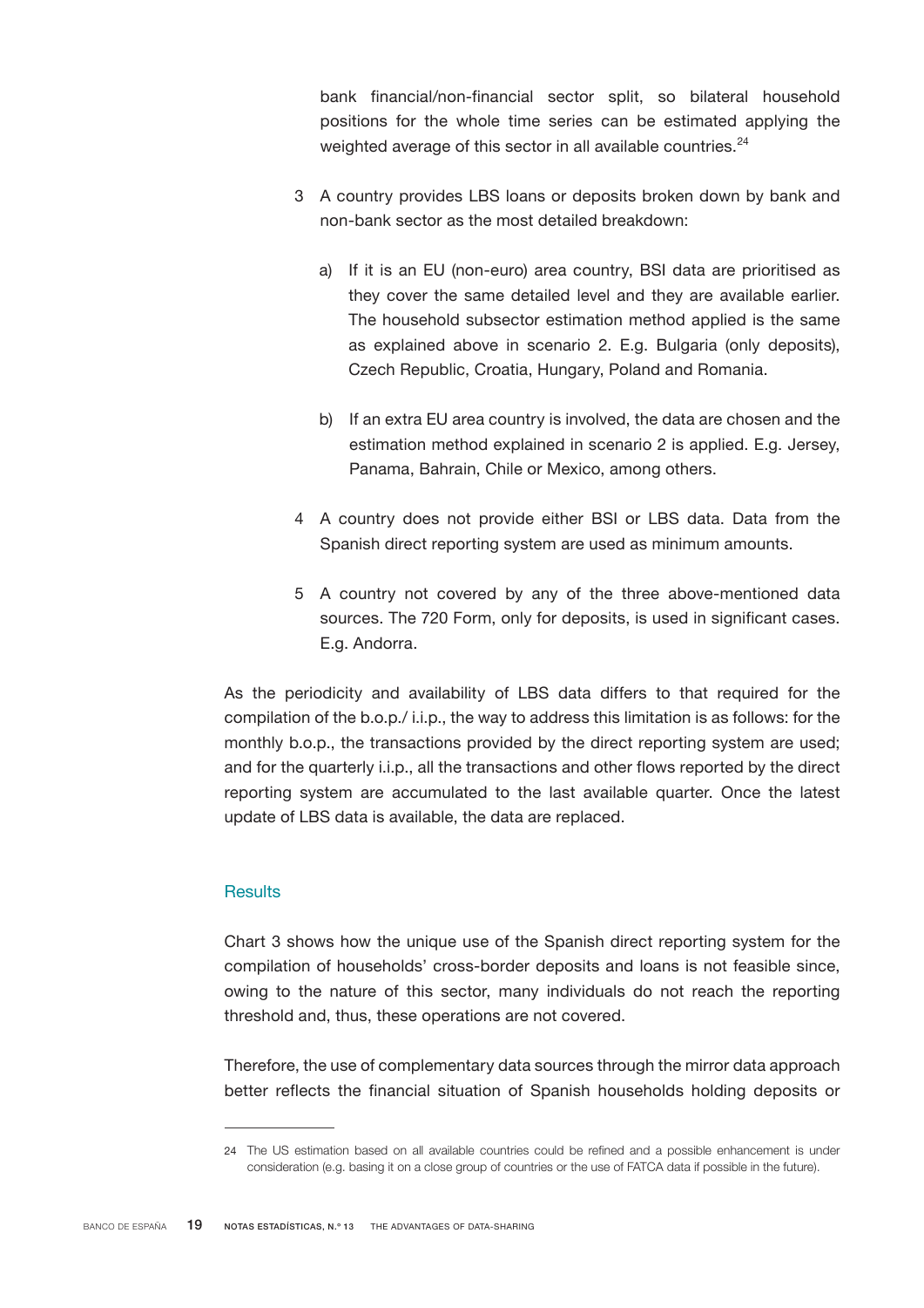bank financial/non-financial sector split, so bilateral household positions for the whole time series can be estimated applying the weighted average of this sector in all available countries.[24]

3 A country provides LBS loans or deposits broken down by bank and non-bank sector as the most detailed breakdown:

   a) If it is an EU (non-euro) area country, BSI data are prioritised as they cover the same detailed level and they are available earlier. The household subsector estimation method applied is the same as explained above in scenario 2. E.g. Bulgaria (only deposits), Czech Republic, Croatia, Hungary, Poland and Romania.

   b) If an extra EU area country is involved, the data are chosen and the estimation method explained in scenario 2 is applied. E.g. Jersey, Panama, Bahrain, Chile or Mexico, among others.

4 A country does not provide either BSI or LBS data. Data from the Spanish direct reporting system are used as minimum amounts.

5 A country not covered by any of the three above-mentioned data sources. The 720 Form, only for deposits, is used in significant cases. E.g. Andorra.

As the periodicity and availability of LBS data differs to that required for the compilation of the b.o.p./ i.i.p., the way to address this limitation is as follows: for the monthly b.o.p., the transactions provided by the direct reporting system are used; and for the quarterly i.i.p., all the transactions and other flows reported by the direct reporting system are accumulated to the last available quarter. Once the latest update of LBS data is available, the data are replaced.

## Results

Chart 3 shows how the unique use of the Spanish direct reporting system for the compilation of households' cross-border deposits and loans is not feasible since, owing to the nature of this sector, many individuals do not reach the reporting threshold and, thus, these operations are not covered.

Therefore, the use of complementary data sources through the mirror data approach better reflects the financial situation of Spanish households holding deposits or

---

24 The US estimation based on all available countries could be refined and a possible enhancement is under consideration (e.g. basing it on a close group of countries or the use of FATCA data if possible in the future).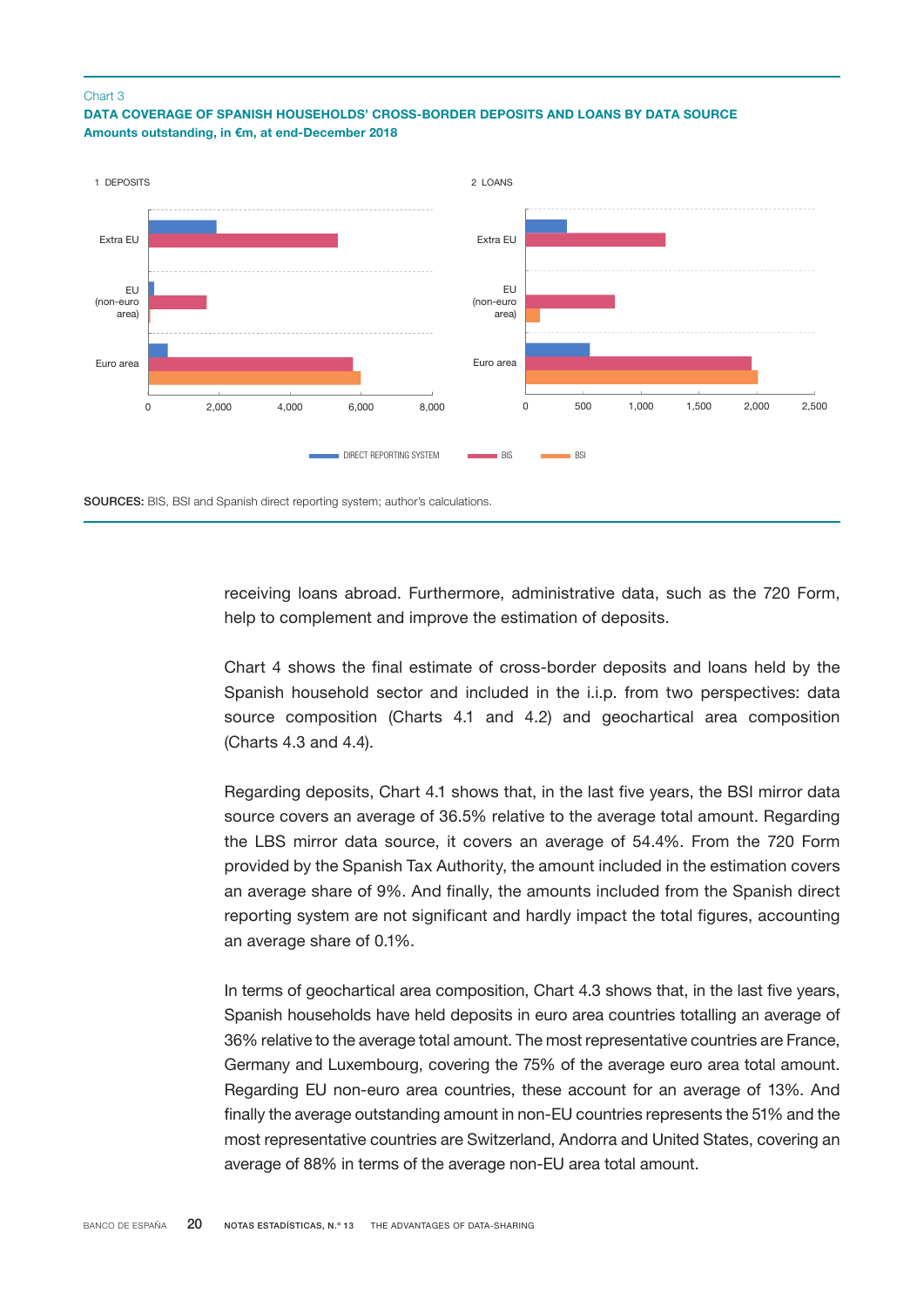Chart 3

**DATA COVERAGE OF SPANISH HOUSEHOLDS' CROSS-BORDER DEPOSITS AND LOANS BY DATA SOURCE**
**Amounts outstanding, in €m, at end-December 2018**

1 DEPOSITS

2 LOANS

DIRECT REPORTING SYSTEM — BIS — BSI

**SOURCES:** BIS, BSI and Spanish direct reporting system; author's calculations.

receiving loans abroad. Furthermore, administrative data, such as the 720 Form, help to complement and improve the estimation of deposits.

Chart 4 shows the final estimate of cross-border deposits and loans held by the Spanish household sector and included in the i.i.p. from two perspectives: data source composition (Charts 4.1 and 4.2) and geochartical area composition (Charts 4.3 and 4.4).

Regarding deposits, Chart 4.1 shows that, in the last five years, the BSI mirror data source covers an average of 36.5% relative to the average total amount. Regarding the LBS mirror data source, it covers an average of 54.4%. From the 720 Form provided by the Spanish Tax Authority, the amount included in the estimation covers an average share of 9%. And finally, the amounts included from the Spanish direct reporting system are not significant and hardly impact the total figures, accounting an average share of 0.1%.

In terms of geochartical area composition, Chart 4.3 shows that, in the last five years, Spanish households have held deposits in euro area countries totalling an average of 36% relative to the average total amount. The most representative countries are France, Germany and Luxembourg, covering the 75% of the average euro area total amount. Regarding EU non-euro area countries, these account for an average of 13%. And finally the average outstanding amount in non-EU countries represents the 51% and the most representative countries are Switzerland, Andorra and United States, covering an average of 88% in terms of the average non-EU area total amount.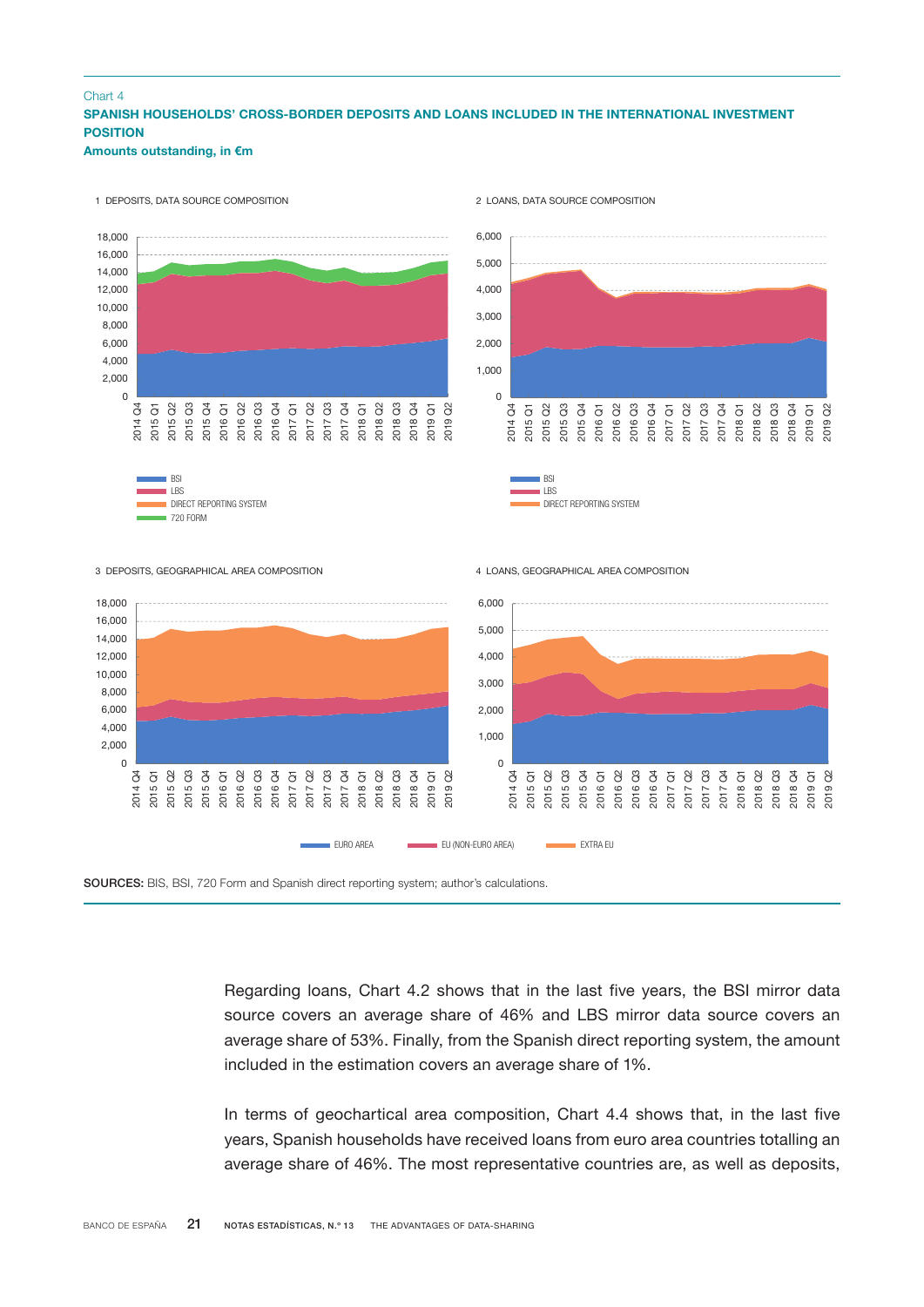Chart 4

**SPANISH HOUSEHOLDS' CROSS-BORDER DEPOSITS AND LOANS INCLUDED IN THE INTERNATIONAL INVESTMENT POSITION**

**Amounts outstanding, in €m**

1 DEPOSITS, DATA SOURCE COMPOSITION

2 LOANS, DATA SOURCE COMPOSITION

3 DEPOSITS, GEOGRAPHICAL AREA COMPOSITION

4 LOANS, GEOGRAPHICAL AREA COMPOSITION

**SOURCES:** BIS, BSI, 720 Form and Spanish direct reporting system; author's calculations.

Regarding loans, Chart 4.2 shows that in the last five years, the BSI mirror data source covers an average share of 46% and LBS mirror data source covers an average share of 53%. Finally, from the Spanish direct reporting system, the amount included in the estimation covers an average share of 1%.

In terms of geochartical area composition, Chart 4.4 shows that, in the last five years, Spanish households have received loans from euro area countries totalling an average share of 46%. The most representative countries are, as well as deposits,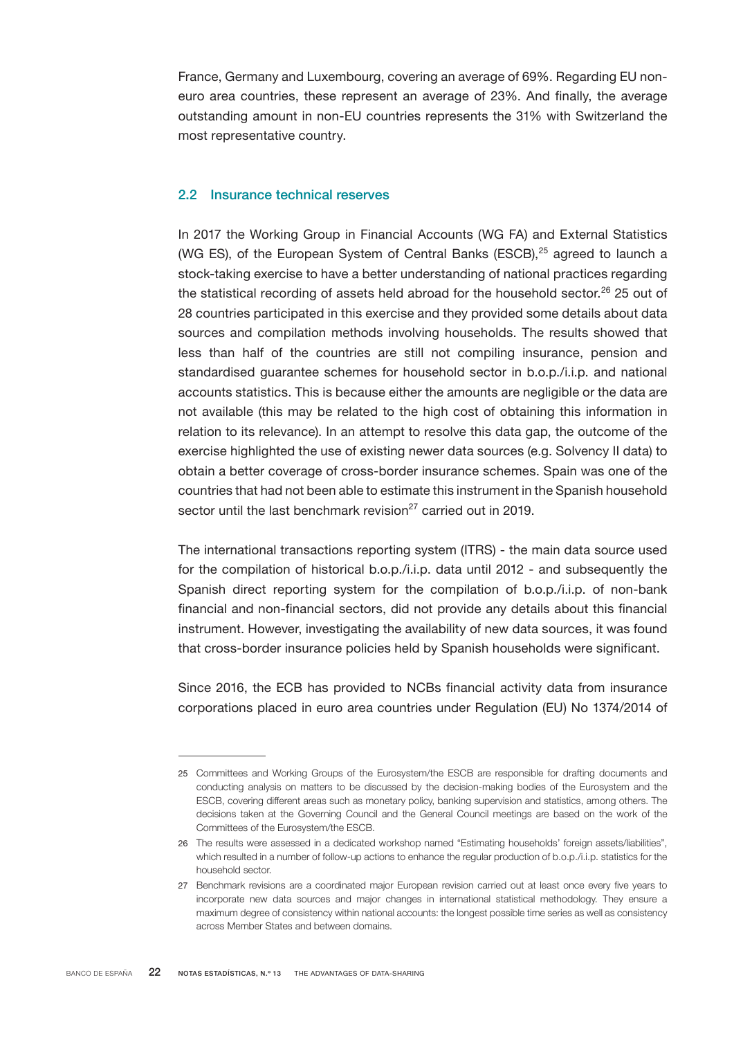France, Germany and Luxembourg, covering an average of 69%. Regarding EU non-euro area countries, these represent an average of 23%. And finally, the average outstanding amount in non-EU countries represents the 31% with Switzerland the most representative country.

## 2.2 Insurance technical reserves

In 2017 the Working Group in Financial Accounts (WG FA) and External Statistics (WG ES), of the European System of Central Banks (ESCB),[25] agreed to launch a stock-taking exercise to have a better understanding of national practices regarding the statistical recording of assets held abroad for the household sector.[26] 25 out of 28 countries participated in this exercise and they provided some details about data sources and compilation methods involving households. The results showed that less than half of the countries are still not compiling insurance, pension and standardised guarantee schemes for household sector in b.o.p./i.i.p. and national accounts statistics. This is because either the amounts are negligible or the data are not available (this may be related to the high cost of obtaining this information in relation to its relevance). In an attempt to resolve this data gap, the outcome of the exercise highlighted the use of existing newer data sources (e.g. Solvency II data) to obtain a better coverage of cross-border insurance schemes. Spain was one of the countries that had not been able to estimate this instrument in the Spanish household sector until the last benchmark revision[27] carried out in 2019.

The international transactions reporting system (ITRS) - the main data source used for the compilation of historical b.o.p./i.i.p. data until 2012 - and subsequently the Spanish direct reporting system for the compilation of b.o.p./i.i.p. of non-bank financial and non-financial sectors, did not provide any details about this financial instrument. However, investigating the availability of new data sources, it was found that cross-border insurance policies held by Spanish households were significant.

Since 2016, the ECB has provided to NCBs financial activity data from insurance corporations placed in euro area countries under Regulation (EU) No 1374/2014 of

---

25 Committees and Working Groups of the Eurosystem/the ESCB are responsible for drafting documents and conducting analysis on matters to be discussed by the decision-making bodies of the Eurosystem and the ESCB, covering different areas such as monetary policy, banking supervision and statistics, among others. The decisions taken at the Governing Council and the General Council meetings are based on the work of the Committees of the Eurosystem/the ESCB.

26 The results were assessed in a dedicated workshop named "Estimating households' foreign assets/liabilities", which resulted in a number of follow-up actions to enhance the regular production of b.o.p./i.i.p. statistics for the household sector.

27 Benchmark revisions are a coordinated major European revision carried out at least once every five years to incorporate new data sources and major changes in international statistical methodology. They ensure a maximum degree of consistency within national accounts: the longest possible time series as well as consistency across Member States and between domains.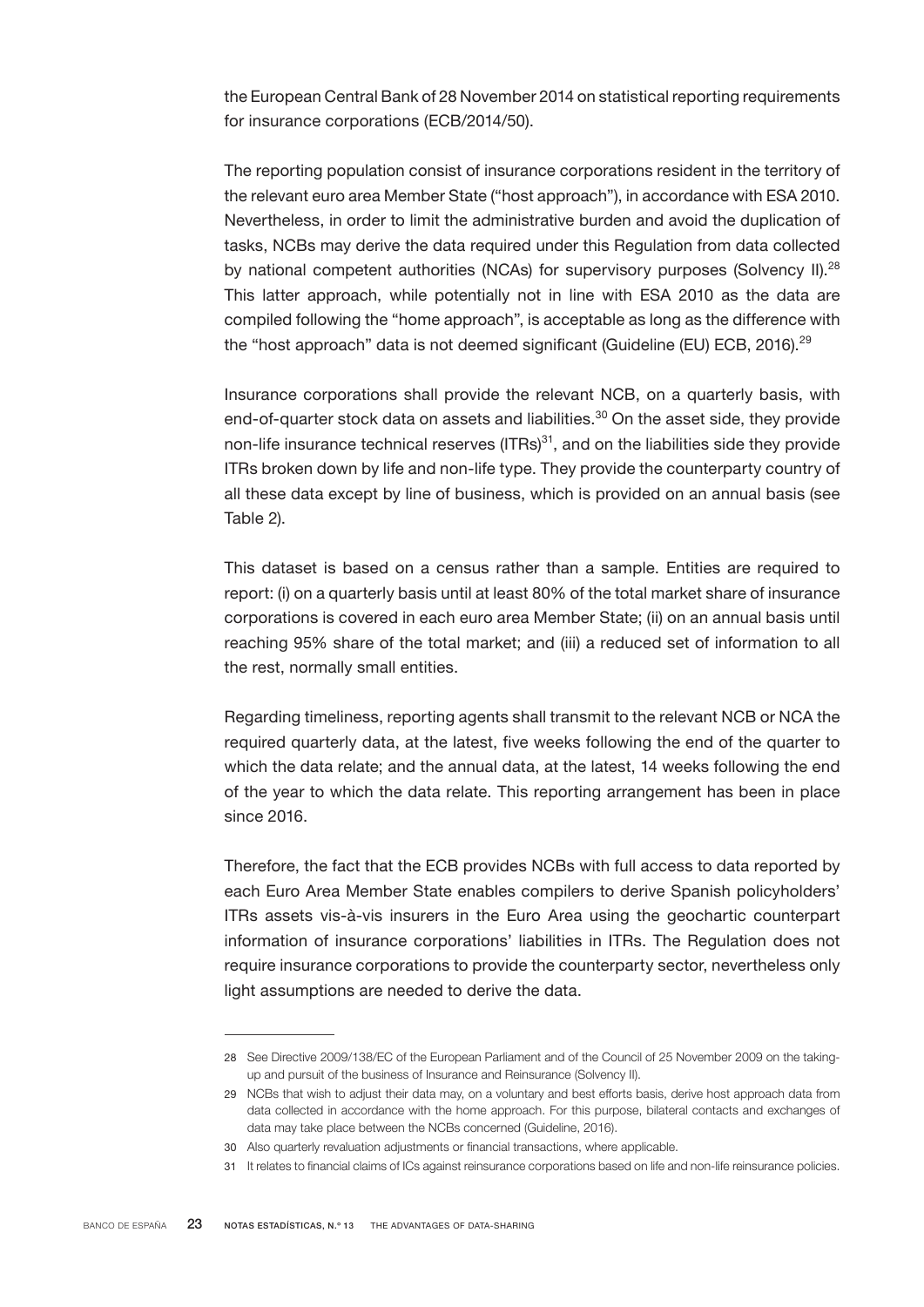the European Central Bank of 28 November 2014 on statistical reporting requirements for insurance corporations (ECB/2014/50).

The reporting population consist of insurance corporations resident in the territory of the relevant euro area Member State ("host approach"), in accordance with ESA 2010. Nevertheless, in order to limit the administrative burden and avoid the duplication of tasks, NCBs may derive the data required under this Regulation from data collected by national competent authorities (NCAs) for supervisory purposes (Solvency II).[28] This latter approach, while potentially not in line with ESA 2010 as the data are compiled following the "home approach", is acceptable as long as the difference with the "host approach" data is not deemed significant (Guideline (EU) ECB, 2016).[29]

Insurance corporations shall provide the relevant NCB, on a quarterly basis, with end-of-quarter stock data on assets and liabilities.[30] On the asset side, they provide non-life insurance technical reserves (ITRs)[31], and on the liabilities side they provide ITRs broken down by life and non-life type. They provide the counterparty country of all these data except by line of business, which is provided on an annual basis (see Table 2).

This dataset is based on a census rather than a sample. Entities are required to report: (i) on a quarterly basis until at least 80% of the total market share of insurance corporations is covered in each euro area Member State; (ii) on an annual basis until reaching 95% share of the total market; and (iii) a reduced set of information to all the rest, normally small entities.

Regarding timeliness, reporting agents shall transmit to the relevant NCB or NCA the required quarterly data, at the latest, five weeks following the end of the quarter to which the data relate; and the annual data, at the latest, 14 weeks following the end of the year to which the data relate. This reporting arrangement has been in place since 2016.

Therefore, the fact that the ECB provides NCBs with full access to data reported by each Euro Area Member State enables compilers to derive Spanish policyholders' ITRs assets vis-à-vis insurers in the Euro Area using the geochartic counterpart information of insurance corporations' liabilities in ITRs. The Regulation does not require insurance corporations to provide the counterparty sector, nevertheless only light assumptions are needed to derive the data.

---

28 See Directive 2009/138/EC of the European Parliament and of the Council of 25 November 2009 on the taking-up and pursuit of the business of Insurance and Reinsurance (Solvency II).

29 NCBs that wish to adjust their data may, on a voluntary and best efforts basis, derive host approach data from data collected in accordance with the home approach. For this purpose, bilateral contacts and exchanges of data may take place between the NCBs concerned (Guideline, 2016).

30 Also quarterly revaluation adjustments or financial transactions, where applicable.

31 It relates to financial claims of ICs against reinsurance corporations based on life and non-life reinsurance policies.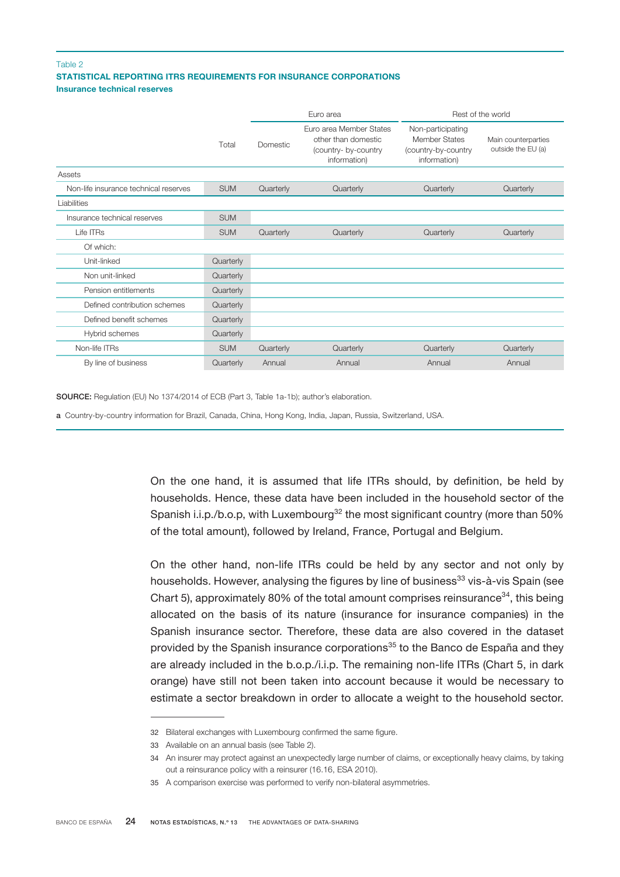Table 2

**STATISTICAL REPORTING ITRS REQUIREMENTS FOR INSURANCE CORPORATIONS**

**Insurance technical reserves**

| | Total | Euro area | | Rest of the world | |
|---|---|---|---|---|---|
| | | Domestic | Euro area Member States other than domestic (country- by-country information) | Non-participating Member States (country-by-country information) | Main counterparties outside the EU (a) |
| Assets | | | | | |
| Non-life insurance technical reserves | SUM | Quarterly | Quarterly | Quarterly | Quarterly |
| Liabilities | | | | | |
| Insurance technical reserves | SUM | | | | |
| Life ITRs | SUM | Quarterly | Quarterly | Quarterly | Quarterly |
| Of which: | | | | | |
| Unit-linked | Quarterly | | | | |
| Non unit-linked | Quarterly | | | | |
| Pension entitlements | Quarterly | | | | |
| Defined contribution schemes | Quarterly | | | | |
| Defined benefit schemes | Quarterly | | | | |
| Hybrid schemes | Quarterly | | | | |
| Non-life ITRs | SUM | Quarterly | Quarterly | Quarterly | Quarterly |
| By line of business | Quarterly | Annual | Annual | Annual | Annual |

**SOURCE:** Regulation (EU) No 1374/2014 of ECB (Part 3, Table 1a-1b); author's elaboration.

**a** Country-by-country information for Brazil, Canada, China, Hong Kong, India, Japan, Russia, Switzerland, USA.

On the one hand, it is assumed that life ITRs should, by definition, be held by households. Hence, these data have been included in the household sector of the Spanish i.i.p./b.o.p, with Luxembourg[32] the most significant country (more than 50% of the total amount), followed by Ireland, France, Portugal and Belgium.

On the other hand, non-life ITRs could be held by any sector and not only by households. However, analysing the figures by line of business[33] vis-à-vis Spain (see Chart 5), approximately 80% of the total amount comprises reinsurance[34], this being allocated on the basis of its nature (insurance for insurance companies) in the Spanish insurance sector. Therefore, these data are also covered in the dataset provided by the Spanish insurance corporations[35] to the Banco de España and they are already included in the b.o.p./i.i.p. The remaining non-life ITRs (Chart 5, in dark orange) have still not been taken into account because it would be necessary to estimate a sector breakdown in order to allocate a weight to the household sector.

32 Bilateral exchanges with Luxembourg confirmed the same figure.

33 Available on an annual basis (see Table 2).

34 An insurer may protect against an unexpectedly large number of claims, or exceptionally heavy claims, by taking out a reinsurance policy with a reinsurer (16.16, ESA 2010).

35 A comparison exercise was performed to verify non-bilateral asymmetries.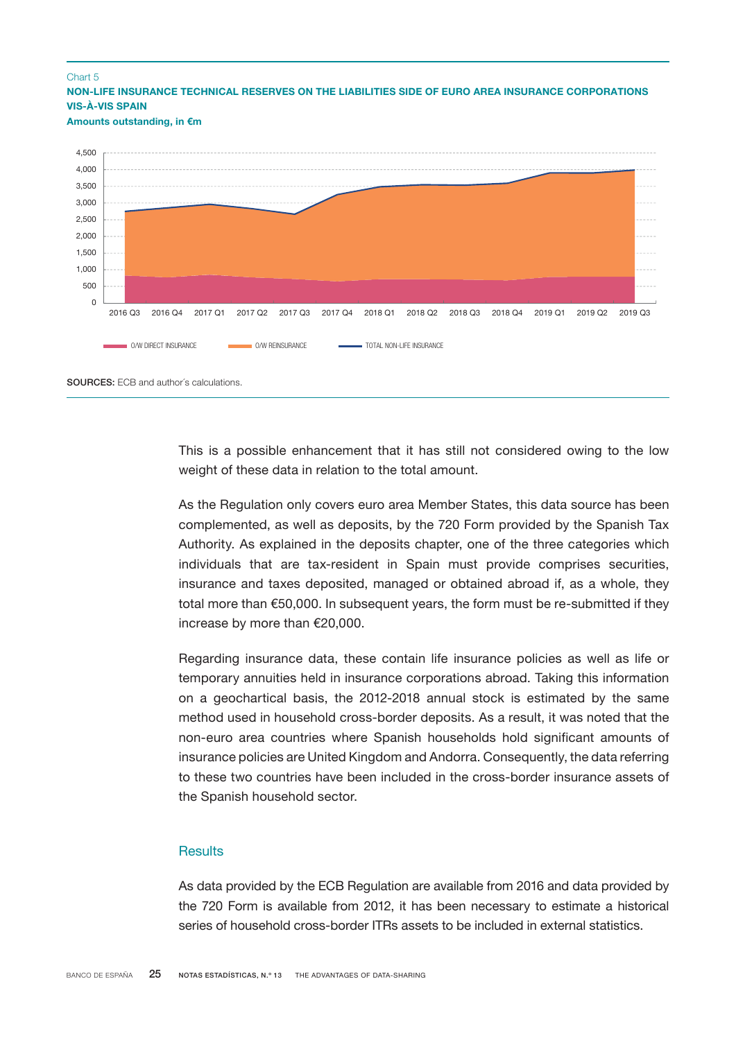Chart 5

**NON-LIFE INSURANCE TECHNICAL RESERVES ON THE LIABILITIES SIDE OF EURO AREA INSURANCE CORPORATIONS VIS-À-VIS SPAIN**

**Amounts outstanding, in €m**

O/W DIRECT INSURANCE — O/W REINSURANCE — TOTAL NON-LIFE INSURANCE

**SOURCES:** ECB and author´s calculations.

This is a possible enhancement that it has still not considered owing to the low weight of these data in relation to the total amount.

As the Regulation only covers euro area Member States, this data source has been complemented, as well as deposits, by the 720 Form provided by the Spanish Tax Authority. As explained in the deposits chapter, one of the three categories which individuals that are tax-resident in Spain must provide comprises securities, insurance and taxes deposited, managed or obtained abroad if, as a whole, they total more than €50,000. In subsequent years, the form must be re-submitted if they increase by more than €20,000.

Regarding insurance data, these contain life insurance policies as well as life or temporary annuities held in insurance corporations abroad. Taking this information on a geochartical basis, the 2012-2018 annual stock is estimated by the same method used in household cross-border deposits. As a result, it was noted that the non-euro area countries where Spanish households hold significant amounts of insurance policies are United Kingdom and Andorra. Consequently, the data referring to these two countries have been included in the cross-border insurance assets of the Spanish household sector.

## Results

As data provided by the ECB Regulation are available from 2016 and data provided by the 720 Form is available from 2012, it has been necessary to estimate a historical series of household cross-border ITRs assets to be included in external statistics.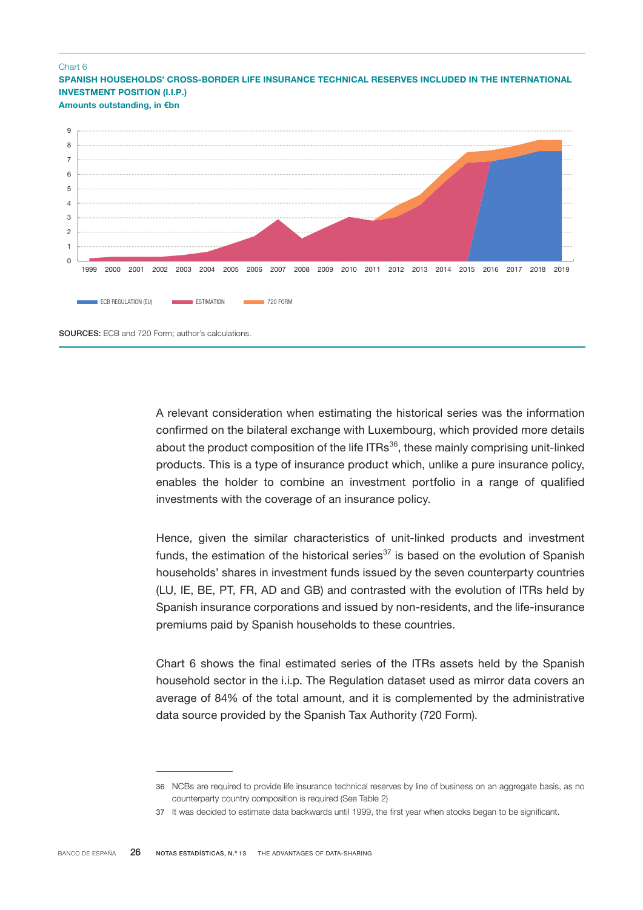Chart 6

**SPANISH HOUSEHOLDS' CROSS-BORDER LIFE INSURANCE TECHNICAL RESERVES INCLUDED IN THE INTERNATIONAL INVESTMENT POSITION (I.I.P.)**

**Amounts outstanding, in €bn**

ECB REGULATION (EU) — ESTIMATION — 720 FORM

**SOURCES:** ECB and 720 Form; author's calculations.

A relevant consideration when estimating the historical series was the information confirmed on the bilateral exchange with Luxembourg, which provided more details about the product composition of the life ITRs[36], these mainly comprising unit-linked products. This is a type of insurance product which, unlike a pure insurance policy, enables the holder to combine an investment portfolio in a range of qualified investments with the coverage of an insurance policy.

Hence, given the similar characteristics of unit-linked products and investment funds, the estimation of the historical series[37] is based on the evolution of Spanish households' shares in investment funds issued by the seven counterparty countries (LU, IE, BE, PT, FR, AD and GB) and contrasted with the evolution of ITRs held by Spanish insurance corporations and issued by non-residents, and the life-insurance premiums paid by Spanish households to these countries.

Chart 6 shows the final estimated series of the ITRs assets held by the Spanish household sector in the i.i.p. The Regulation dataset used as mirror data covers an average of 84% of the total amount, and it is complemented by the administrative data source provided by the Spanish Tax Authority (720 Form).

---

36 NCBs are required to provide life insurance technical reserves by line of business on an aggregate basis, as no counterparty country composition is required (See Table 2)

37 It was decided to estimate data backwards until 1999, the first year when stocks began to be significant.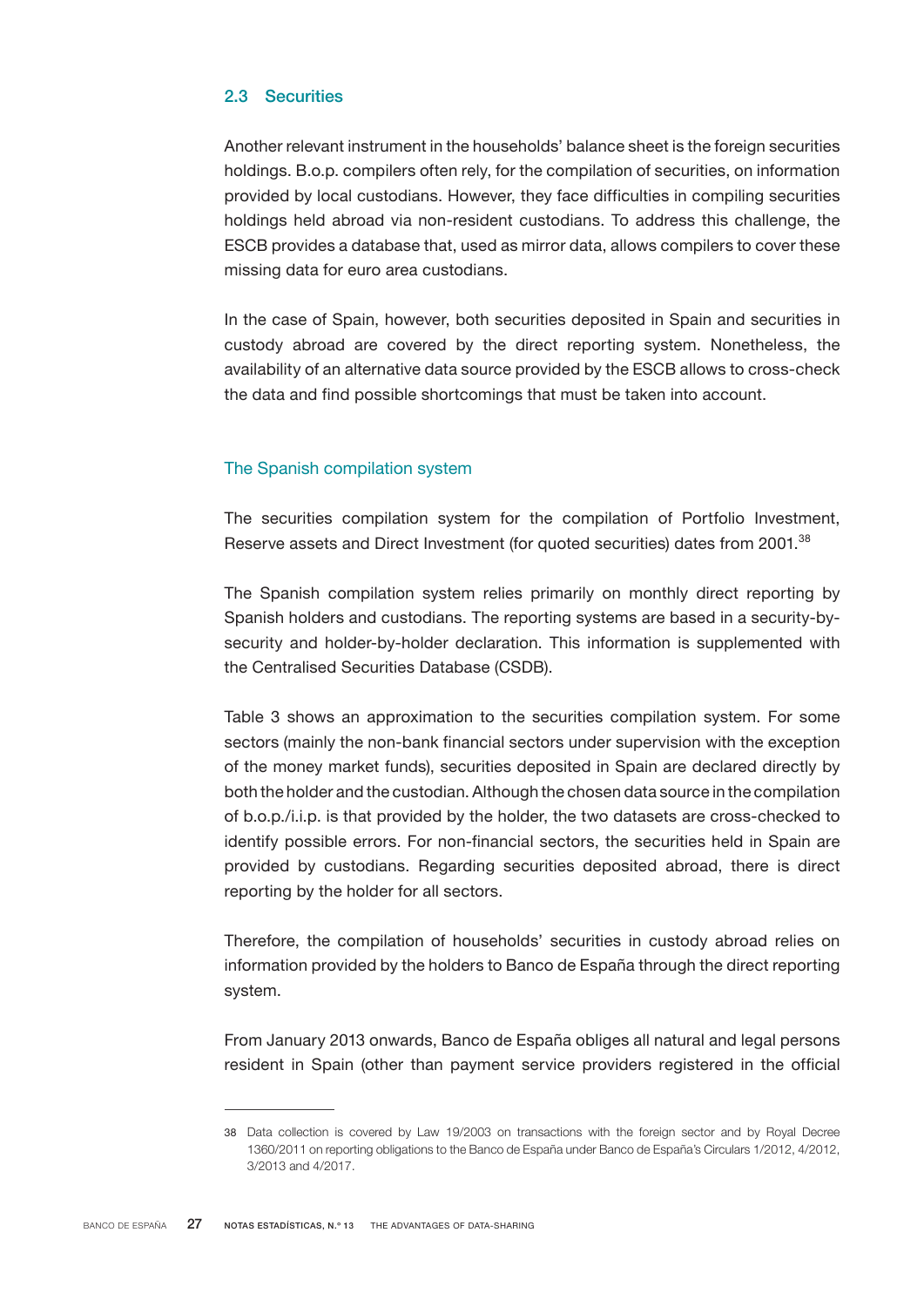### 2.3 Securities

Another relevant instrument in the households' balance sheet is the foreign securities holdings. B.o.p. compilers often rely, for the compilation of securities, on information provided by local custodians. However, they face difficulties in compiling securities holdings held abroad via non-resident custodians. To address this challenge, the ESCB provides a database that, used as mirror data, allows compilers to cover these missing data for euro area custodians.

In the case of Spain, however, both securities deposited in Spain and securities in custody abroad are covered by the direct reporting system. Nonetheless, the availability of an alternative data source provided by the ESCB allows to cross-check the data and find possible shortcomings that must be taken into account.

#### The Spanish compilation system

The securities compilation system for the compilation of Portfolio Investment, Reserve assets and Direct Investment (for quoted securities) dates from 2001.[38]

The Spanish compilation system relies primarily on monthly direct reporting by Spanish holders and custodians. The reporting systems are based in a security-by-security and holder-by-holder declaration. This information is supplemented with the Centralised Securities Database (CSDB).

Table 3 shows an approximation to the securities compilation system. For some sectors (mainly the non-bank financial sectors under supervision with the exception of the money market funds), securities deposited in Spain are declared directly by both the holder and the custodian. Although the chosen data source in the compilation of b.o.p./i.i.p. is that provided by the holder, the two datasets are cross-checked to identify possible errors. For non-financial sectors, the securities held in Spain are provided by custodians. Regarding securities deposited abroad, there is direct reporting by the holder for all sectors.

Therefore, the compilation of households' securities in custody abroad relies on information provided by the holders to Banco de España through the direct reporting system.

From January 2013 onwards, Banco de España obliges all natural and legal persons resident in Spain (other than payment service providers registered in the official

---

38 Data collection is covered by Law 19/2003 on transactions with the foreign sector and by Royal Decree 1360/2011 on reporting obligations to the Banco de España under Banco de España's Circulars 1/2012, 4/2012, 3/2013 and 4/2017.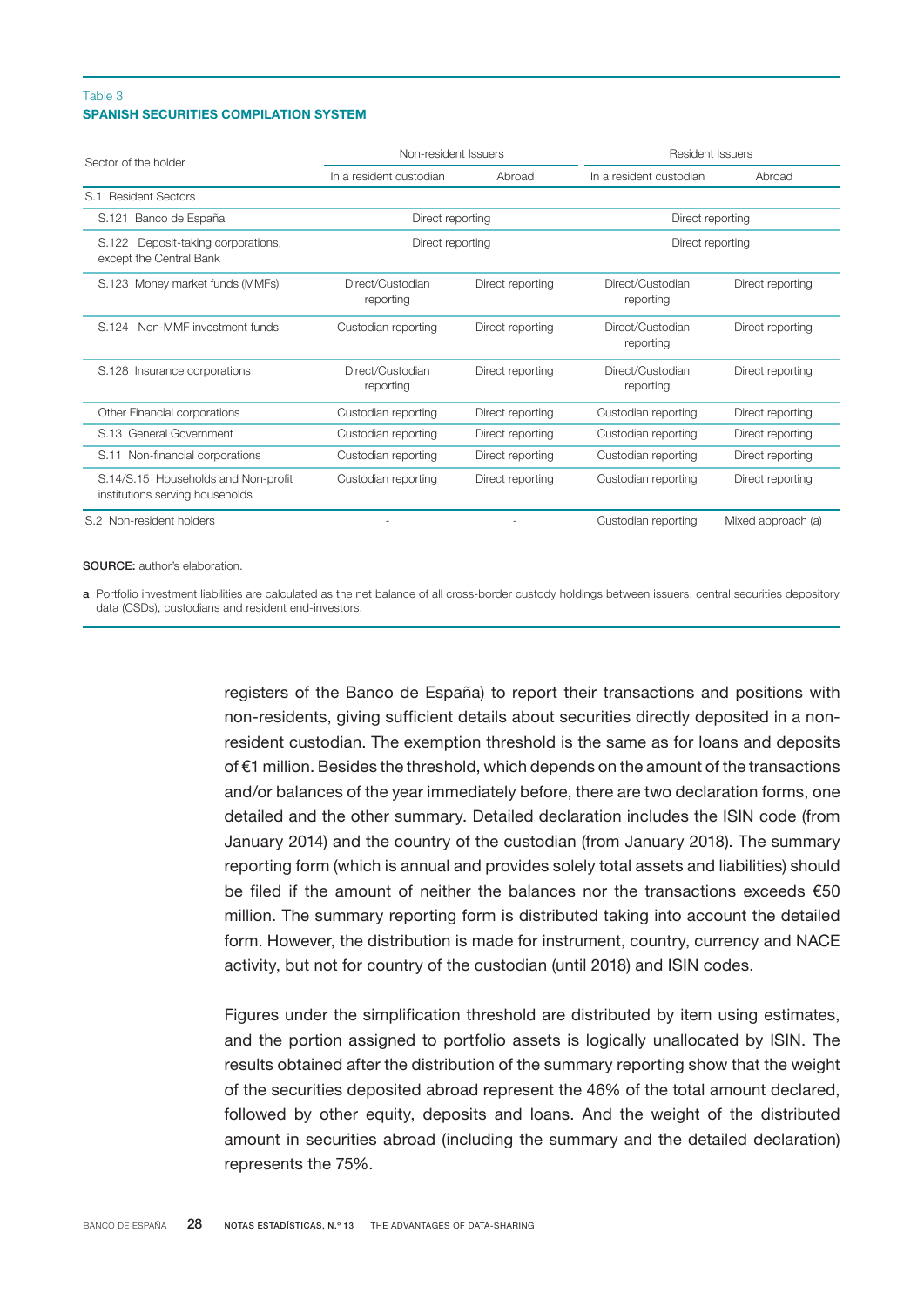Table 3
**SPANISH SECURITIES COMPILATION SYSTEM**

| Sector of the holder | Non-resident Issuers | | Resident Issuers | |
|---|---|---|---|---|
| | In a resident custodian | Abroad | In a resident custodian | Abroad |
| S.1 Resident Sectors | | | | |
| S.121 Banco de España | Direct reporting | | Direct reporting | |
| S.122 Deposit-taking corporations, except the Central Bank | Direct reporting | | Direct reporting | |
| S.123 Money market funds (MMFs) | Direct/Custodian reporting | Direct reporting | Direct/Custodian reporting | Direct reporting |
| S.124 Non-MMF investment funds | Custodian reporting | Direct reporting | Direct/Custodian reporting | Direct reporting |
| S.128 Insurance corporations | Direct/Custodian reporting | Direct reporting | Direct/Custodian reporting | Direct reporting |
| Other Financial corporations | Custodian reporting | Direct reporting | Custodian reporting | Direct reporting |
| S.13 General Government | Custodian reporting | Direct reporting | Custodian reporting | Direct reporting |
| S.11 Non-financial corporations | Custodian reporting | Direct reporting | Custodian reporting | Direct reporting |
| S.14/S.15 Households and Non-profit institutions serving households | Custodian reporting | Direct reporting | Custodian reporting | Direct reporting |
| S.2 Non-resident holders | - | - | Custodian reporting | Mixed approach (a) |

**SOURCE:** author's elaboration.

**a** Portfolio investment liabilities are calculated as the net balance of all cross-border custody holdings between issuers, central securities depository data (CSDs), custodians and resident end-investors.

registers of the Banco de España) to report their transactions and positions with non-residents, giving sufficient details about securities directly deposited in a non-resident custodian. The exemption threshold is the same as for loans and deposits of €1 million. Besides the threshold, which depends on the amount of the transactions and/or balances of the year immediately before, there are two declaration forms, one detailed and the other summary. Detailed declaration includes the ISIN code (from January 2014) and the country of the custodian (from January 2018). The summary reporting form (which is annual and provides solely total assets and liabilities) should be filed if the amount of neither the balances nor the transactions exceeds €50 million. The summary reporting form is distributed taking into account the detailed form. However, the distribution is made for instrument, country, currency and NACE activity, but not for country of the custodian (until 2018) and ISIN codes.

Figures under the simplification threshold are distributed by item using estimates, and the portion assigned to portfolio assets is logically unallocated by ISIN. The results obtained after the distribution of the summary reporting show that the weight of the securities deposited abroad represent the 46% of the total amount declared, followed by other equity, deposits and loans. And the weight of the distributed amount in securities abroad (including the summary and the detailed declaration) represents the 75%.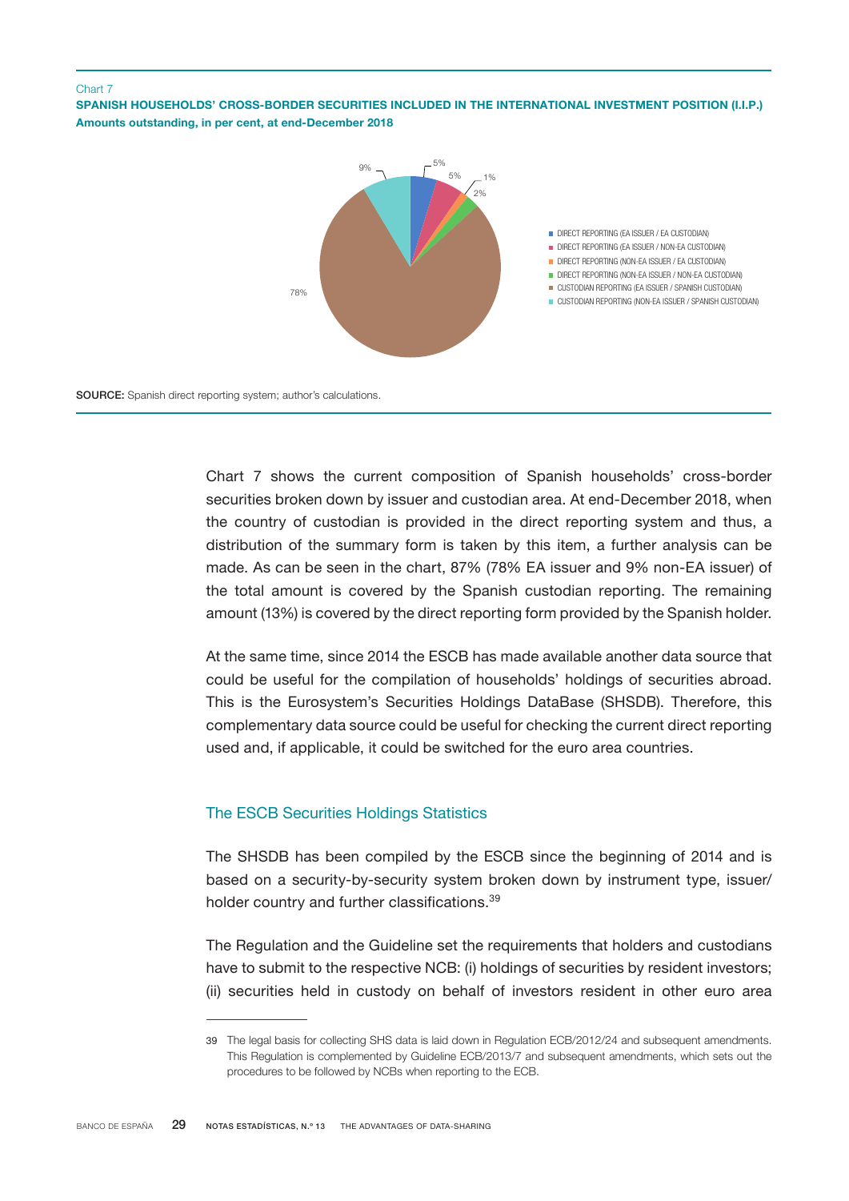Chart 7

**SPANISH HOUSEHOLDS' CROSS-BORDER SECURITIES INCLUDED IN THE INTERNATIONAL INVESTMENT POSITION (I.I.P.)**
**Amounts outstanding, in per cent, at end-December 2018**

- DIRECT REPORTING (EA ISSUER / EA CUSTODIAN): 5%
- DIRECT REPORTING (EA ISSUER / NON-EA CUSTODIAN): 5%
- DIRECT REPORTING (NON-EA ISSUER / EA CUSTODIAN): 1%
- DIRECT REPORTING (NON-EA ISSUER / NON-EA CUSTODIAN): 2%
- CUSTODIAN REPORTING (EA ISSUER / SPANISH CUSTODIAN): 78%
- CUSTODIAN REPORTING (NON-EA ISSUER / SPANISH CUSTODIAN): 9%

**SOURCE:** Spanish direct reporting system; author's calculations.

Chart 7 shows the current composition of Spanish households' cross-border securities broken down by issuer and custodian area. At end-December 2018, when the country of custodian is provided in the direct reporting system and thus, a distribution of the summary form is taken by this item, a further analysis can be made. As can be seen in the chart, 87% (78% EA issuer and 9% non-EA issuer) of the total amount is covered by the Spanish custodian reporting. The remaining amount (13%) is covered by the direct reporting form provided by the Spanish holder.

At the same time, since 2014 the ESCB has made available another data source that could be useful for the compilation of households' holdings of securities abroad. This is the Eurosystem's Securities Holdings DataBase (SHSDB). Therefore, this complementary data source could be useful for checking the current direct reporting used and, if applicable, it could be switched for the euro area countries.

## The ESCB Securities Holdings Statistics

The SHSDB has been compiled by the ESCB since the beginning of 2014 and is based on a security-by-security system broken down by instrument type, issuer/holder country and further classifications.[39]

The Regulation and the Guideline set the requirements that holders and custodians have to submit to the respective NCB: (i) holdings of securities by resident investors; (ii) securities held in custody on behalf of investors resident in other euro area

39 The legal basis for collecting SHS data is laid down in Regulation ECB/2012/24 and subsequent amendments. This Regulation is complemented by Guideline ECB/2013/7 and subsequent amendments, which sets out the procedures to be followed by NCBs when reporting to the ECB.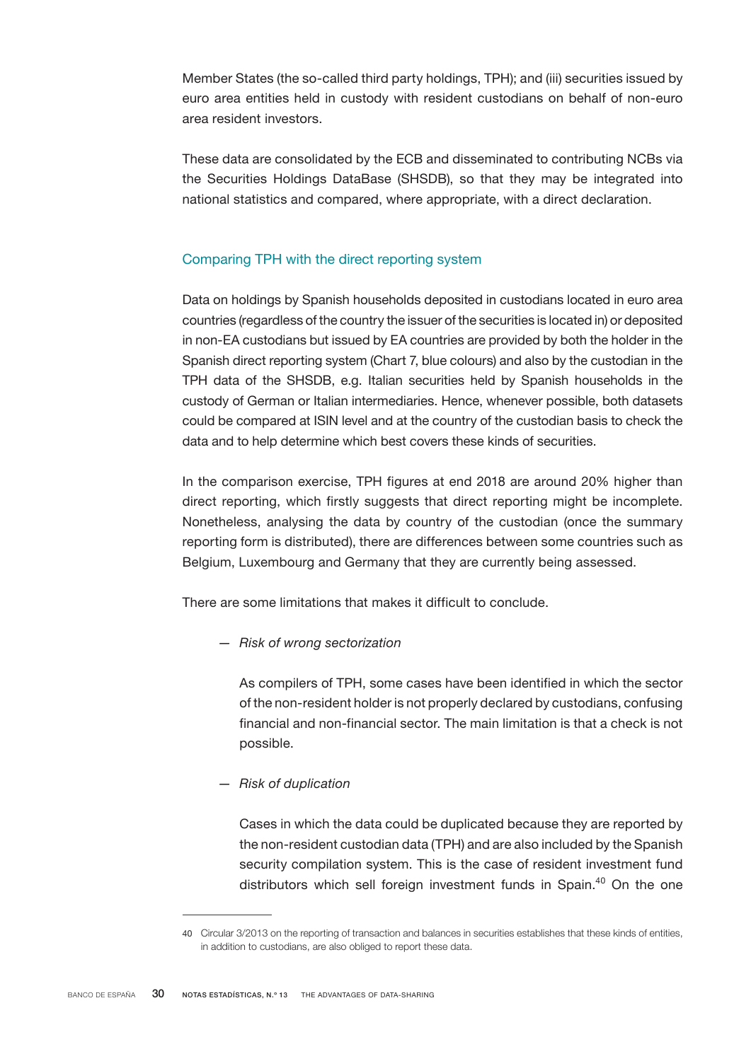Member States (the so-called third party holdings, TPH); and (iii) securities issued by euro area entities held in custody with resident custodians on behalf of non-euro area resident investors.

These data are consolidated by the ECB and disseminated to contributing NCBs via the Securities Holdings DataBase (SHSDB), so that they may be integrated into national statistics and compared, where appropriate, with a direct declaration.

### Comparing TPH with the direct reporting system

Data on holdings by Spanish households deposited in custodians located in euro area countries (regardless of the country the issuer of the securities is located in) or deposited in non-EA custodians but issued by EA countries are provided by both the holder in the Spanish direct reporting system (Chart 7, blue colours) and also by the custodian in the TPH data of the SHSDB, e.g. Italian securities held by Spanish households in the custody of German or Italian intermediaries. Hence, whenever possible, both datasets could be compared at ISIN level and at the country of the custodian basis to check the data and to help determine which best covers these kinds of securities.

In the comparison exercise, TPH figures at end 2018 are around 20% higher than direct reporting, which firstly suggests that direct reporting might be incomplete. Nonetheless, analysing the data by country of the custodian (once the summary reporting form is distributed), there are differences between some countries such as Belgium, Luxembourg and Germany that they are currently being assessed.

There are some limitations that makes it difficult to conclude.

— *Risk of wrong sectorization*

As compilers of TPH, some cases have been identified in which the sector of the non-resident holder is not properly declared by custodians, confusing financial and non-financial sector. The main limitation is that a check is not possible.

— *Risk of duplication*

Cases in which the data could be duplicated because they are reported by the non-resident custodian data (TPH) and are also included by the Spanish security compilation system. This is the case of resident investment fund distributors which sell foreign investment funds in Spain.[40] On the one

---

40 Circular 3/2013 on the reporting of transaction and balances in securities establishes that these kinds of entities, in addition to custodians, are also obliged to report these data.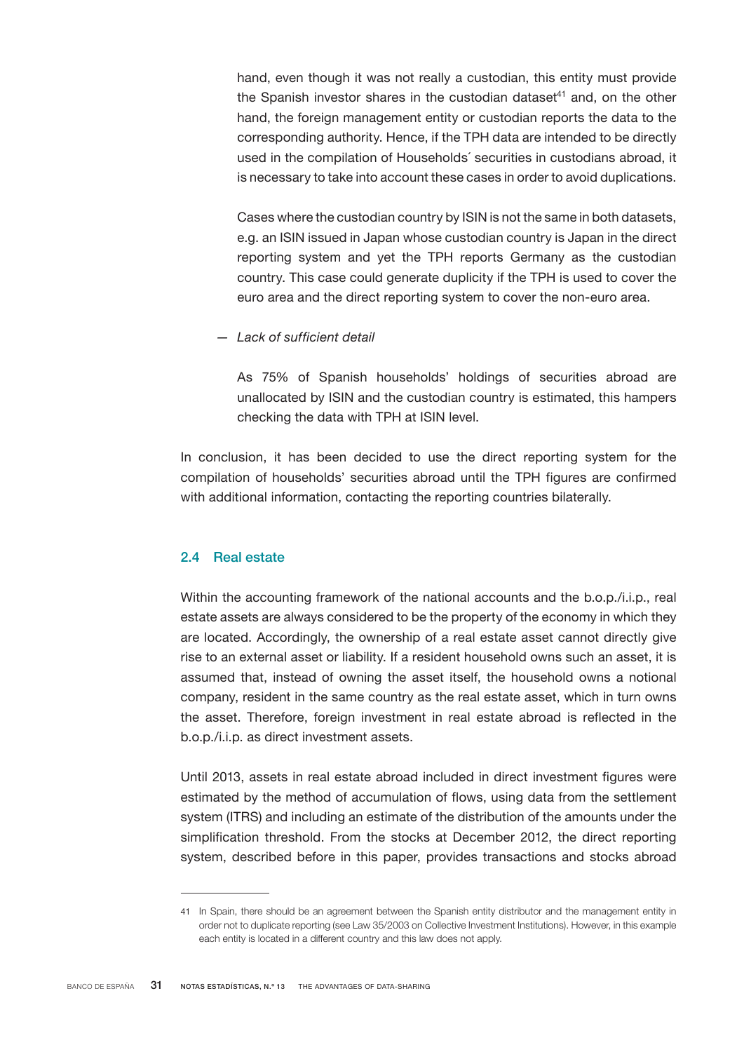hand, even though it was not really a custodian, this entity must provide the Spanish investor shares in the custodian dataset[41] and, on the other hand, the foreign management entity or custodian reports the data to the corresponding authority. Hence, if the TPH data are intended to be directly used in the compilation of Households´ securities in custodians abroad, it is necessary to take into account these cases in order to avoid duplications.

Cases where the custodian country by ISIN is not the same in both datasets, e.g. an ISIN issued in Japan whose custodian country is Japan in the direct reporting system and yet the TPH reports Germany as the custodian country. This case could generate duplicity if the TPH is used to cover the euro area and the direct reporting system to cover the non-euro area.

— *Lack of sufficient detail*

As 75% of Spanish households' holdings of securities abroad are unallocated by ISIN and the custodian country is estimated, this hampers checking the data with TPH at ISIN level.

In conclusion, it has been decided to use the direct reporting system for the compilation of households' securities abroad until the TPH figures are confirmed with additional information, contacting the reporting countries bilaterally.

### 2.4 Real estate

Within the accounting framework of the national accounts and the b.o.p./i.i.p., real estate assets are always considered to be the property of the economy in which they are located. Accordingly, the ownership of a real estate asset cannot directly give rise to an external asset or liability. If a resident household owns such an asset, it is assumed that, instead of owning the asset itself, the household owns a notional company, resident in the same country as the real estate asset, which in turn owns the asset. Therefore, foreign investment in real estate abroad is reflected in the b.o.p./i.i.p. as direct investment assets.

Until 2013, assets in real estate abroad included in direct investment figures were estimated by the method of accumulation of flows, using data from the settlement system (ITRS) and including an estimate of the distribution of the amounts under the simplification threshold. From the stocks at December 2012, the direct reporting system, described before in this paper, provides transactions and stocks abroad

---

41 In Spain, there should be an agreement between the Spanish entity distributor and the management entity in order not to duplicate reporting (see Law 35/2003 on Collective Investment Institutions). However, in this example each entity is located in a different country and this law does not apply.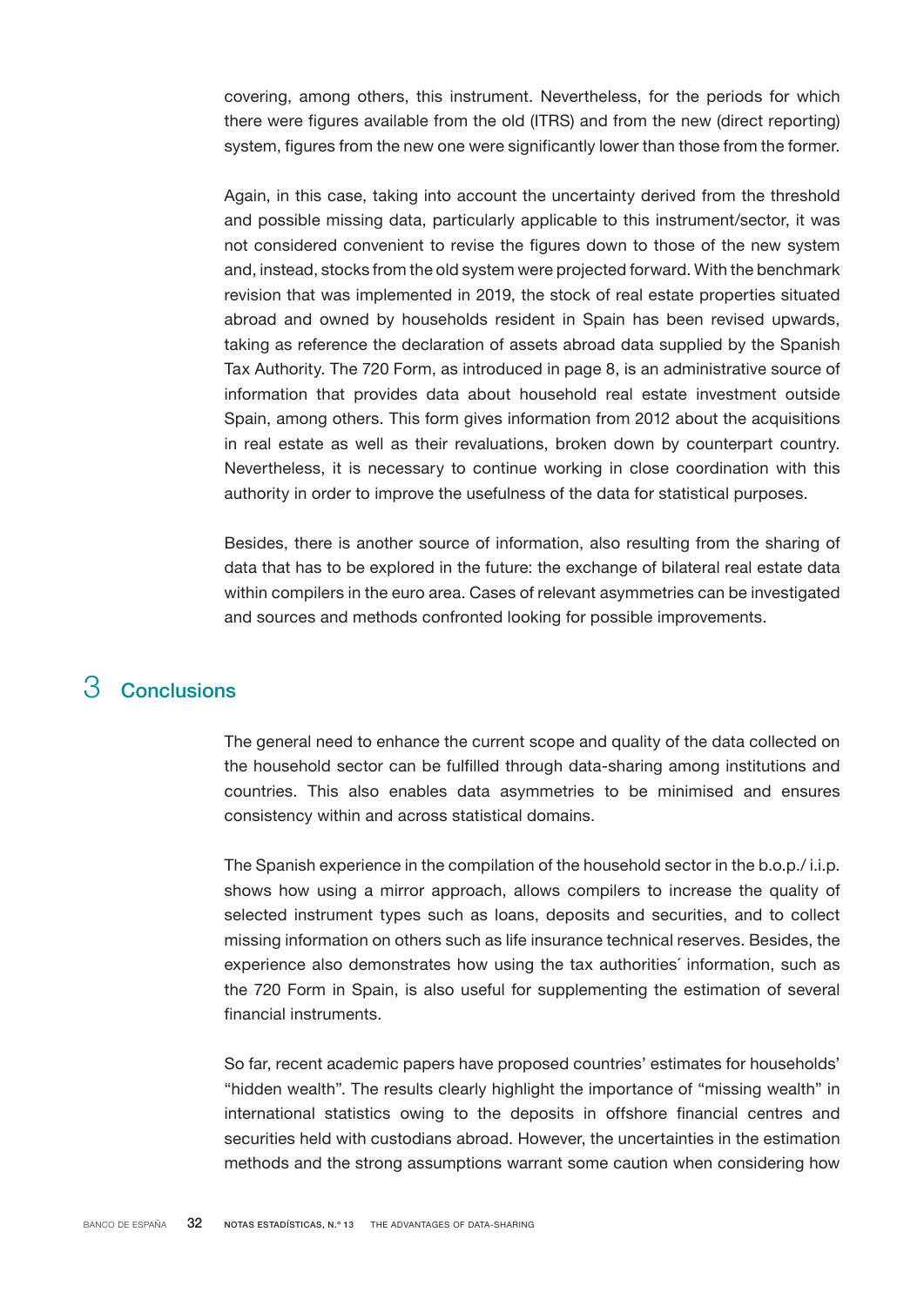covering, among others, this instrument. Nevertheless, for the periods for which there were figures available from the old (ITRS) and from the new (direct reporting) system, figures from the new one were significantly lower than those from the former.

Again, in this case, taking into account the uncertainty derived from the threshold and possible missing data, particularly applicable to this instrument/sector, it was not considered convenient to revise the figures down to those of the new system and, instead, stocks from the old system were projected forward. With the benchmark revision that was implemented in 2019, the stock of real estate properties situated abroad and owned by households resident in Spain has been revised upwards, taking as reference the declaration of assets abroad data supplied by the Spanish Tax Authority. The 720 Form, as introduced in page 8, is an administrative source of information that provides data about household real estate investment outside Spain, among others. This form gives information from 2012 about the acquisitions in real estate as well as their revaluations, broken down by counterpart country. Nevertheless, it is necessary to continue working in close coordination with this authority in order to improve the usefulness of the data for statistical purposes.

Besides, there is another source of information, also resulting from the sharing of data that has to be explored in the future: the exchange of bilateral real estate data within compilers in the euro area. Cases of relevant asymmetries can be investigated and sources and methods confronted looking for possible improvements.

## 3 Conclusions

The general need to enhance the current scope and quality of the data collected on the household sector can be fulfilled through data-sharing among institutions and countries. This also enables data asymmetries to be minimised and ensures consistency within and across statistical domains.

The Spanish experience in the compilation of the household sector in the b.o.p./ i.i.p. shows how using a mirror approach, allows compilers to increase the quality of selected instrument types such as loans, deposits and securities, and to collect missing information on others such as life insurance technical reserves. Besides, the experience also demonstrates how using the tax authorities´ information, such as the 720 Form in Spain, is also useful for supplementing the estimation of several financial instruments.

So far, recent academic papers have proposed countries' estimates for households' "hidden wealth". The results clearly highlight the importance of "missing wealth" in international statistics owing to the deposits in offshore financial centres and securities held with custodians abroad. However, the uncertainties in the estimation methods and the strong assumptions warrant some caution when considering how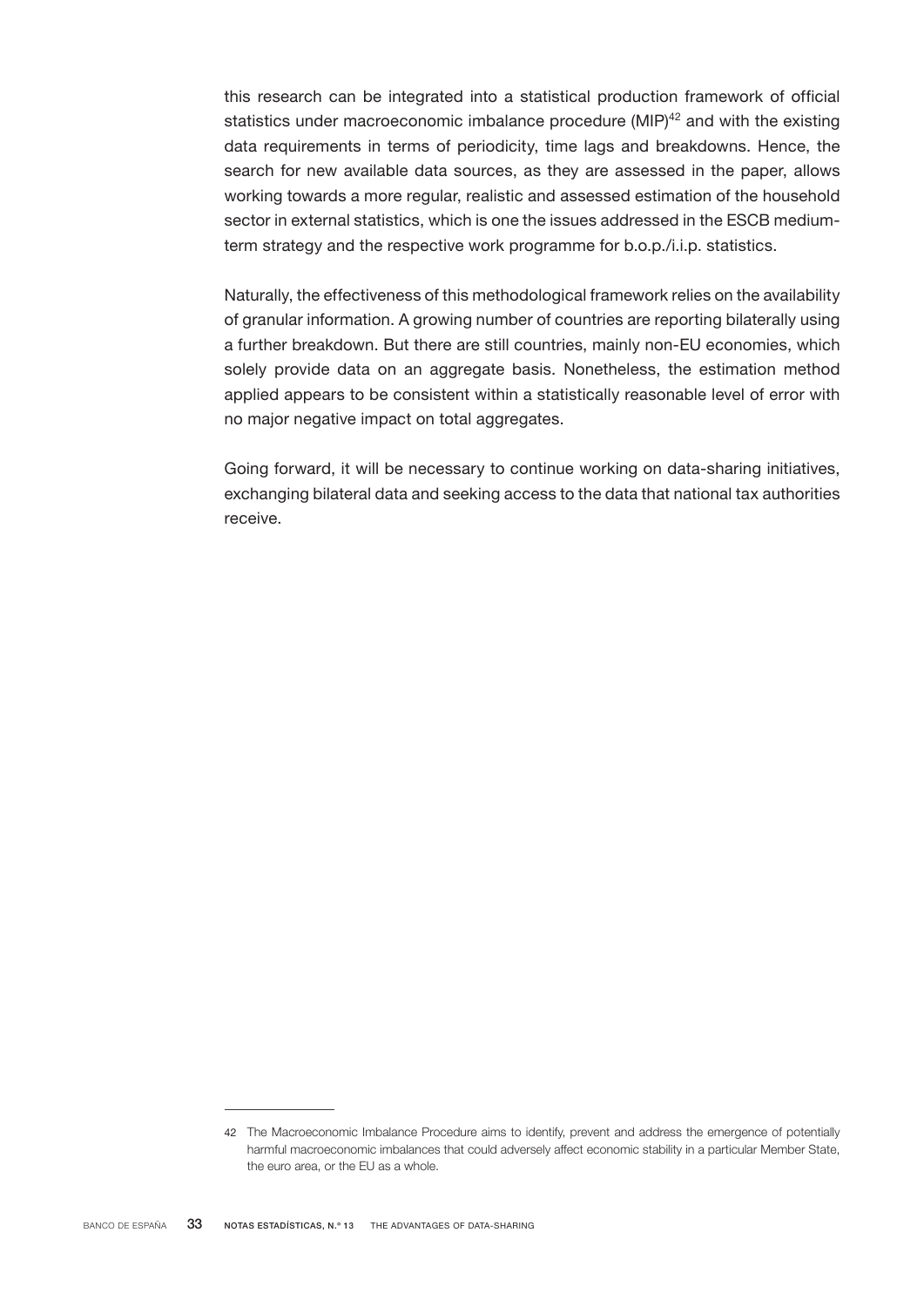this research can be integrated into a statistical production framework of official statistics under macroeconomic imbalance procedure (MIP)[42] and with the existing data requirements in terms of periodicity, time lags and breakdowns. Hence, the search for new available data sources, as they are assessed in the paper, allows working towards a more regular, realistic and assessed estimation of the household sector in external statistics, which is one the issues addressed in the ESCB medium-term strategy and the respective work programme for b.o.p./i.i.p. statistics.

Naturally, the effectiveness of this methodological framework relies on the availability of granular information. A growing number of countries are reporting bilaterally using a further breakdown. But there are still countries, mainly non-EU economies, which solely provide data on an aggregate basis. Nonetheless, the estimation method applied appears to be consistent within a statistically reasonable level of error with no major negative impact on total aggregates.

Going forward, it will be necessary to continue working on data-sharing initiatives, exchanging bilateral data and seeking access to the data that national tax authorities receive.

---

42 The Macroeconomic Imbalance Procedure aims to identify, prevent and address the emergence of potentially harmful macroeconomic imbalances that could adversely affect economic stability in a particular Member State, the euro area, or the EU as a whole.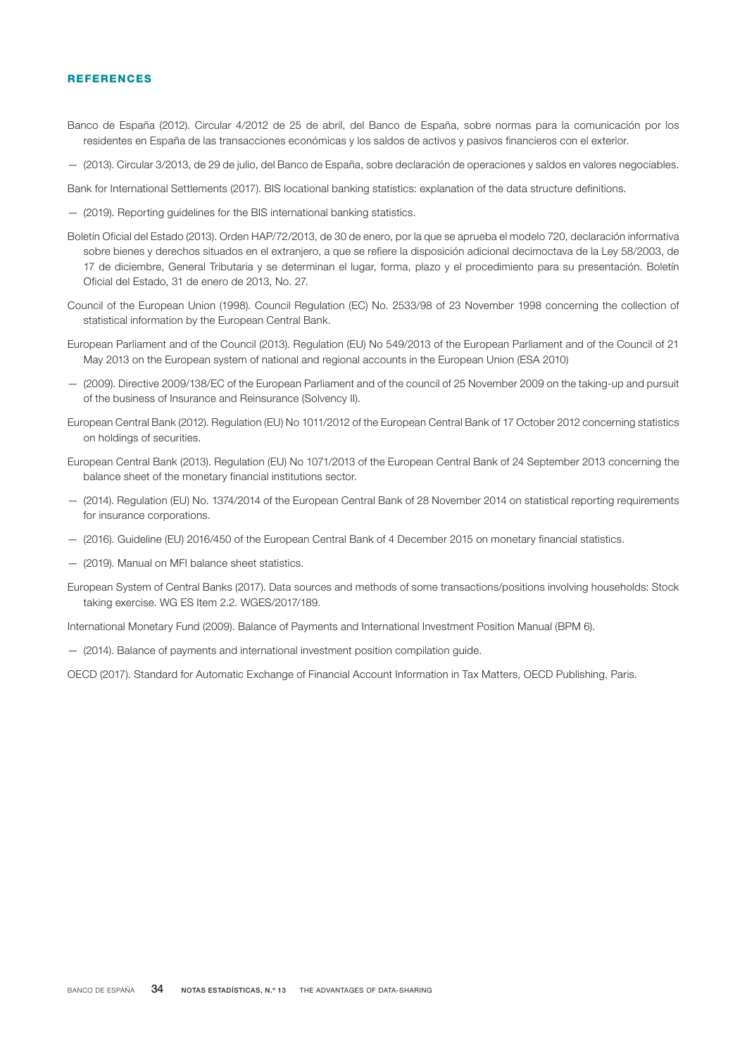## REFERENCES

Banco de España (2012). Circular 4/2012 de 25 de abril, del Banco de España, sobre normas para la comunicación por los residentes en España de las transacciones económicas y los saldos de activos y pasivos financieros con el exterior.

— (2013). Circular 3/2013, de 29 de julio, del Banco de España, sobre declaración de operaciones y saldos en valores negociables.

Bank for International Settlements (2017). BIS locational banking statistics: explanation of the data structure definitions.

— (2019). Reporting guidelines for the BIS international banking statistics.

Boletín Oficial del Estado (2013). Orden HAP/72/2013, de 30 de enero, por la que se aprueba el modelo 720, declaración informativa sobre bienes y derechos situados en el extranjero, a que se refiere la disposición adicional decimoctava de la Ley 58/2003, de 17 de diciembre, General Tributaria y se determinan el lugar, forma, plazo y el procedimiento para su presentación. Boletín Oficial del Estado, 31 de enero de 2013, No. 27.

Council of the European Union (1998). Council Regulation (EC) No. 2533/98 of 23 November 1998 concerning the collection of statistical information by the European Central Bank.

European Parliament and of the Council (2013). Regulation (EU) No 549/2013 of the European Parliament and of the Council of 21 May 2013 on the European system of national and regional accounts in the European Union (ESA 2010)

— (2009). Directive 2009/138/EC of the European Parliament and of the council of 25 November 2009 on the taking-up and pursuit of the business of Insurance and Reinsurance (Solvency II).

European Central Bank (2012). Regulation (EU) No 1011/2012 of the European Central Bank of 17 October 2012 concerning statistics on holdings of securities.

European Central Bank (2013). Regulation (EU) No 1071/2013 of the European Central Bank of 24 September 2013 concerning the balance sheet of the monetary financial institutions sector.

— (2014). Regulation (EU) No. 1374/2014 of the European Central Bank of 28 November 2014 on statistical reporting requirements for insurance corporations.

— (2016). Guideline (EU) 2016/450 of the European Central Bank of 4 December 2015 on monetary financial statistics.

— (2019). Manual on MFI balance sheet statistics.

European System of Central Banks (2017). Data sources and methods of some transactions/positions involving households: Stock taking exercise. WG ES Item 2.2. WGES/2017/189.

International Monetary Fund (2009). Balance of Payments and International Investment Position Manual (BPM 6).

— (2014). Balance of payments and international investment position compilation guide.

OECD (2017). Standard for Automatic Exchange of Financial Account Information in Tax Matters, OECD Publishing, Paris.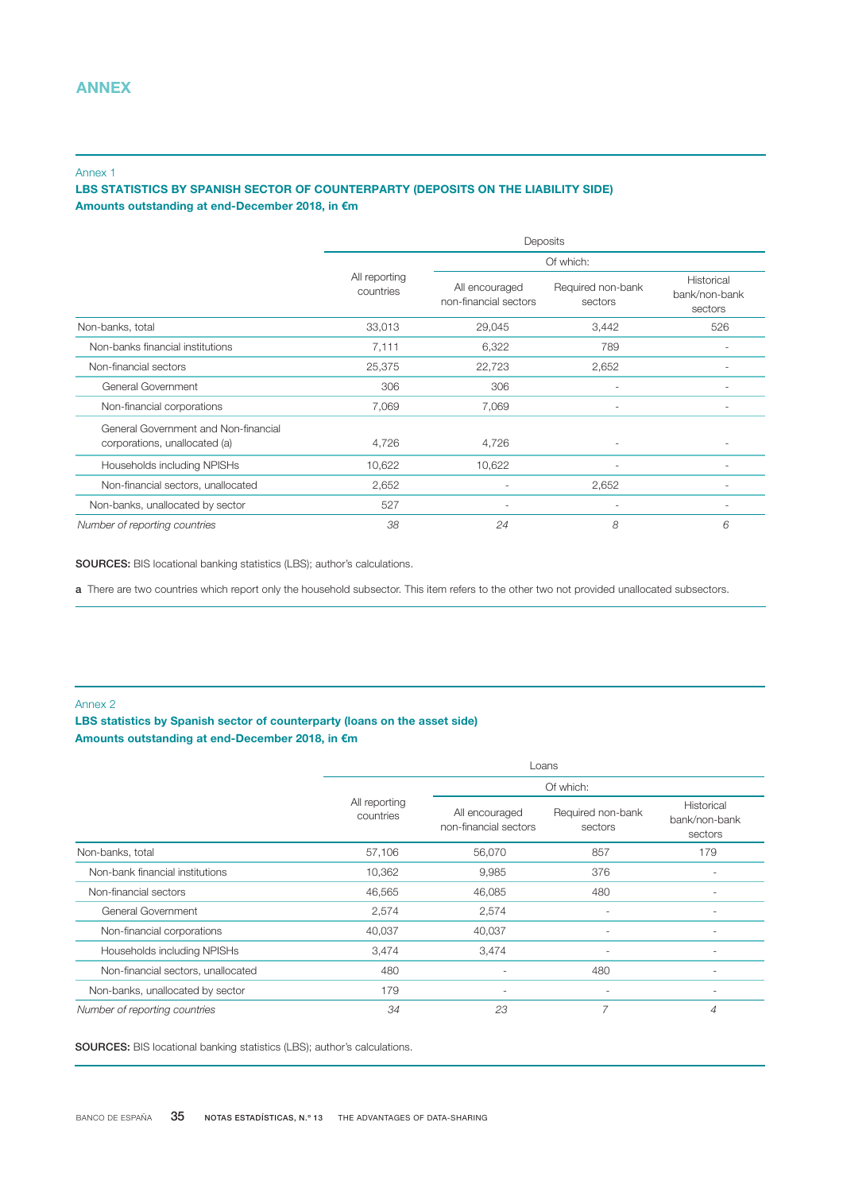## ANNEX

Annex 1

**LBS STATISTICS BY SPANISH SECTOR OF COUNTERPARTY (DEPOSITS ON THE LIABILITY SIDE)**
**Amounts outstanding at end-December 2018, in €m**

| | Deposits | | | |
|---|---|---|---|---|
| | All reporting countries | Of which: | | |
| | | All encouraged non-financial sectors | Required non-bank sectors | Historical bank/non-bank sectors |
| Non-banks, total | 33,013 | 29,045 | 3,442 | 526 |
| Non-banks financial institutions | 7,111 | 6,322 | 789 | - |
| Non-financial sectors | 25,375 | 22,723 | 2,652 | - |
| General Government | 306 | 306 | - | - |
| Non-financial corporations | 7,069 | 7,069 | - | - |
| General Government and Non-financial corporations, unallocated (a) | 4,726 | 4,726 | - | - |
| Households including NPISHs | 10,622 | 10,622 | - | - |
| Non-financial sectors, unallocated | 2,652 | - | 2,652 | - |
| Non-banks, unallocated by sector | 527 | - | - | - |
| *Number of reporting countries* | *38* | *24* | *8* | *6* |

**SOURCES:** BIS locational banking statistics (LBS); author's calculations.

**a** There are two countries which report only the household subsector. This item refers to the other two not provided unallocated subsectors.

Annex 2

**LBS statistics by Spanish sector of counterparty (loans on the asset side)**
**Amounts outstanding at end-December 2018, in €m**

| | Loans | | | |
|---|---|---|---|---|
| | All reporting countries | Of which: | | |
| | | All encouraged non-financial sectors | Required non-bank sectors | Historical bank/non-bank sectors |
| Non-banks, total | 57,106 | 56,070 | 857 | 179 |
| Non-bank financial institutions | 10,362 | 9,985 | 376 | - |
| Non-financial sectors | 46,565 | 46,085 | 480 | - |
| General Government | 2,574 | 2,574 | - | - |
| Non-financial corporations | 40,037 | 40,037 | - | - |
| Households including NPISHs | 3,474 | 3,474 | - | - |
| Non-financial sectors, unallocated | 480 | - | 480 | - |
| Non-banks, unallocated by sector | 179 | - | - | - |
| *Number of reporting countries* | *34* | *23* | *7* | *4* |

**SOURCES:** BIS locational banking statistics (LBS); author's calculations.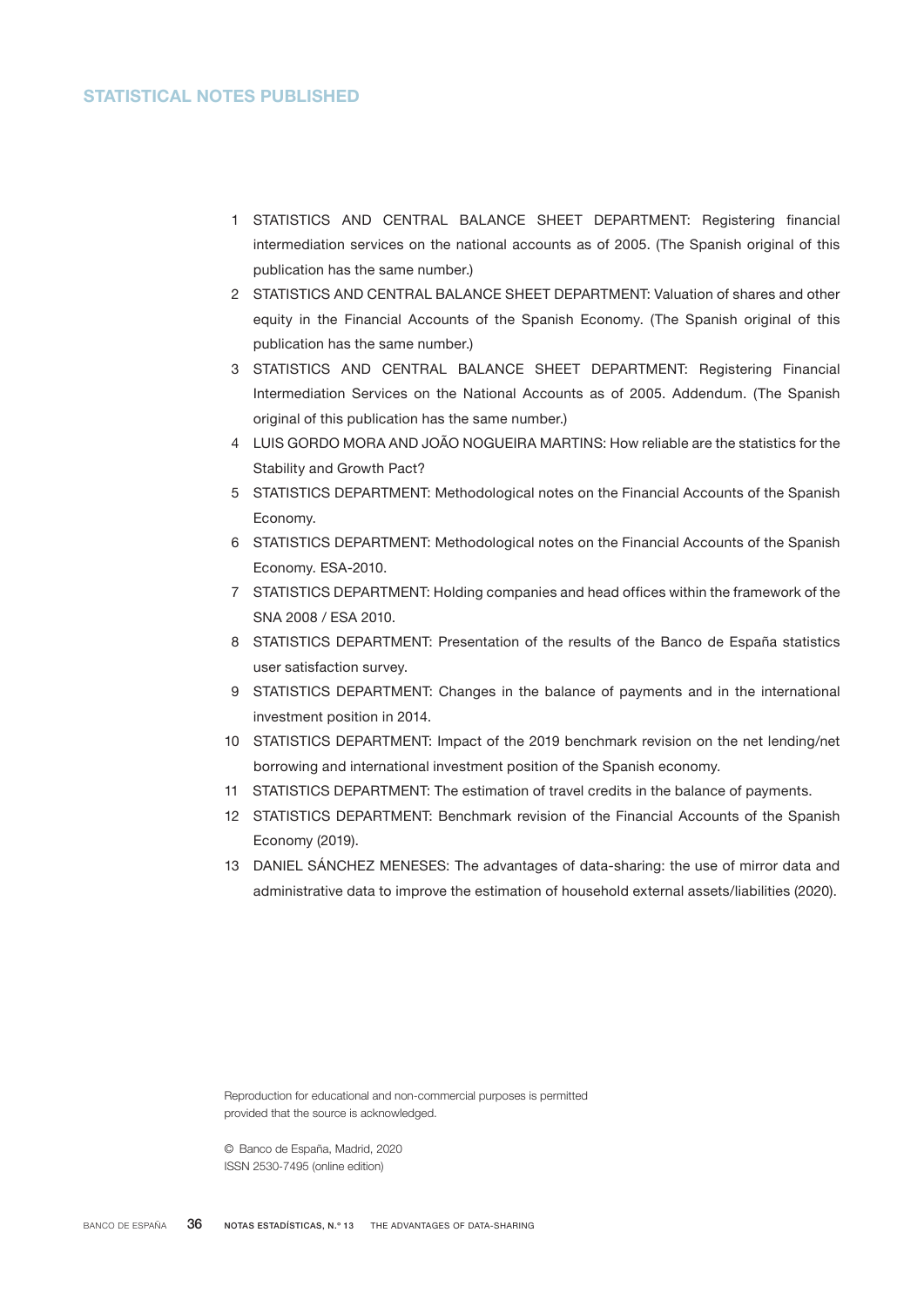## STATISTICAL NOTES PUBLISHED

1. STATISTICS AND CENTRAL BALANCE SHEET DEPARTMENT: Registering financial intermediation services on the national accounts as of 2005. (The Spanish original of this publication has the same number.)
2. STATISTICS AND CENTRAL BALANCE SHEET DEPARTMENT: Valuation of shares and other equity in the Financial Accounts of the Spanish Economy. (The Spanish original of this publication has the same number.)
3. STATISTICS AND CENTRAL BALANCE SHEET DEPARTMENT: Registering Financial Intermediation Services on the National Accounts as of 2005. Addendum. (The Spanish original of this publication has the same number.)
4. LUIS GORDO MORA AND JOÃO NOGUEIRA MARTINS: How reliable are the statistics for the Stability and Growth Pact?
5. STATISTICS DEPARTMENT: Methodological notes on the Financial Accounts of the Spanish Economy.
6. STATISTICS DEPARTMENT: Methodological notes on the Financial Accounts of the Spanish Economy. ESA-2010.
7. STATISTICS DEPARTMENT: Holding companies and head offices within the framework of the SNA 2008 / ESA 2010.
8. STATISTICS DEPARTMENT: Presentation of the results of the Banco de España statistics user satisfaction survey.
9. STATISTICS DEPARTMENT: Changes in the balance of payments and in the international investment position in 2014.
10. STATISTICS DEPARTMENT: Impact of the 2019 benchmark revision on the net lending/net borrowing and international investment position of the Spanish economy.
11. STATISTICS DEPARTMENT: The estimation of travel credits in the balance of payments.
12. STATISTICS DEPARTMENT: Benchmark revision of the Financial Accounts of the Spanish Economy (2019).
13. DANIEL SÁNCHEZ MENESES: The advantages of data-sharing: the use of mirror data and administrative data to improve the estimation of household external assets/liabilities (2020).

Reproduction for educational and non-commercial purposes is permitted provided that the source is acknowledged.

© Banco de España, Madrid, 2020
ISSN 2530-7495 (online edition)